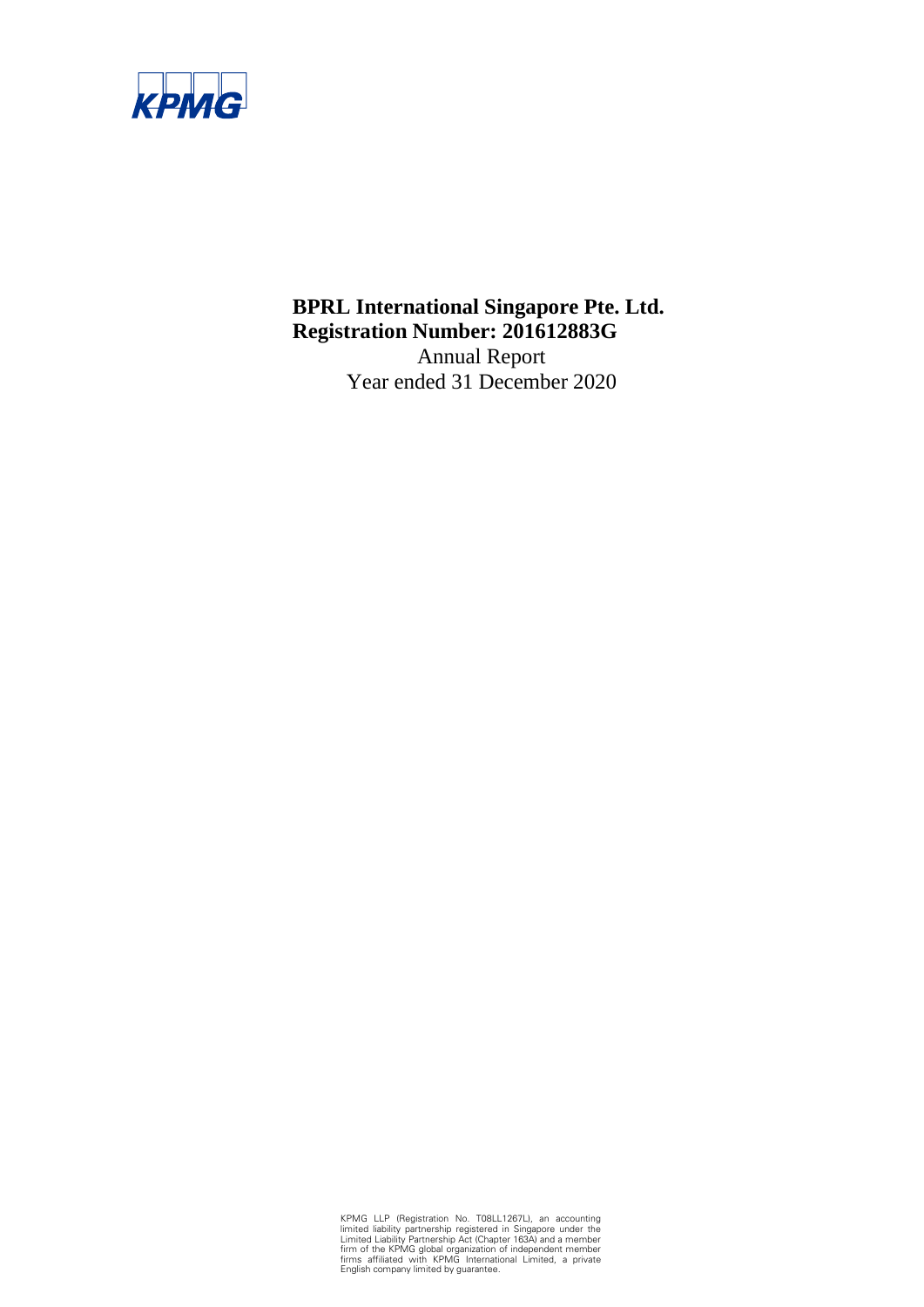KPMG

**BPRL International Singapore Pte. Ltd.**
**Registration Number: 201612883G**

Annual Report
Year ended 31 December 2020

KPMG LLP (Registration No. T08LL1267L), an accounting limited liability partnership registered in Singapore under the Limited Liability Partnership Act (Chapter 163A) and a member firm of the KPMG global organization of independent member firms affiliated with KPMG International Limited, a private English company limited by guarantee.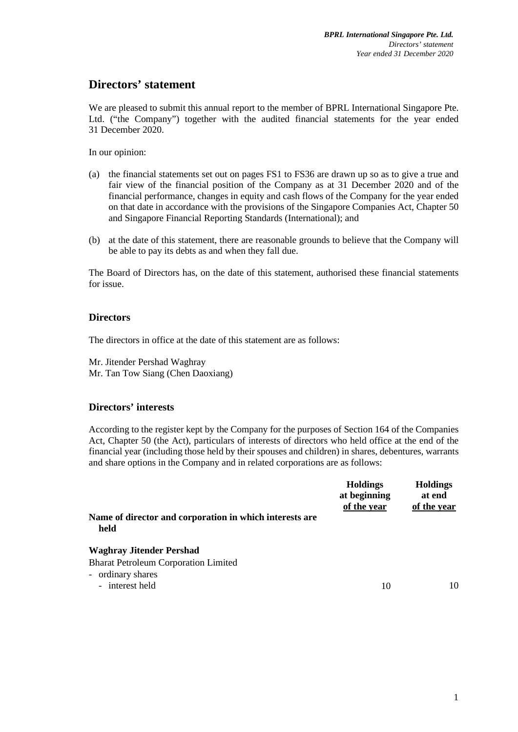## Directors' statement

We are pleased to submit this annual report to the member of BPRL International Singapore Pte. Ltd. ("the Company") together with the audited financial statements for the year ended 31 December 2020.

In our opinion:

(a) the financial statements set out on pages FS1 to FS36 are drawn up so as to give a true and fair view of the financial position of the Company as at 31 December 2020 and of the financial performance, changes in equity and cash flows of the Company for the year ended on that date in accordance with the provisions of the Singapore Companies Act, Chapter 50 and Singapore Financial Reporting Standards (International); and

(b) at the date of this statement, there are reasonable grounds to believe that the Company will be able to pay its debts as and when they fall due.

The Board of Directors has, on the date of this statement, authorised these financial statements for issue.

### Directors

The directors in office at the date of this statement are as follows:

Mr. Jitender Pershad Waghray
Mr. Tan Tow Siang (Chen Daoxiang)

### Directors' interests

According to the register kept by the Company for the purposes of Section 164 of the Companies Act, Chapter 50 (the Act), particulars of interests of directors who held office at the end of the financial year (including those held by their spouses and children) in shares, debentures, warrants and share options in the Company and in related corporations are as follows:

| Name of director and corporation in which interests are held | Holdings at beginning of the year | Holdings at end of the year |
|---|---|---|
| **Waghray Jitender Pershad** | | |
| Bharat Petroleum Corporation Limited | | |
| - ordinary shares | | |
| - interest held | 10 | 10 |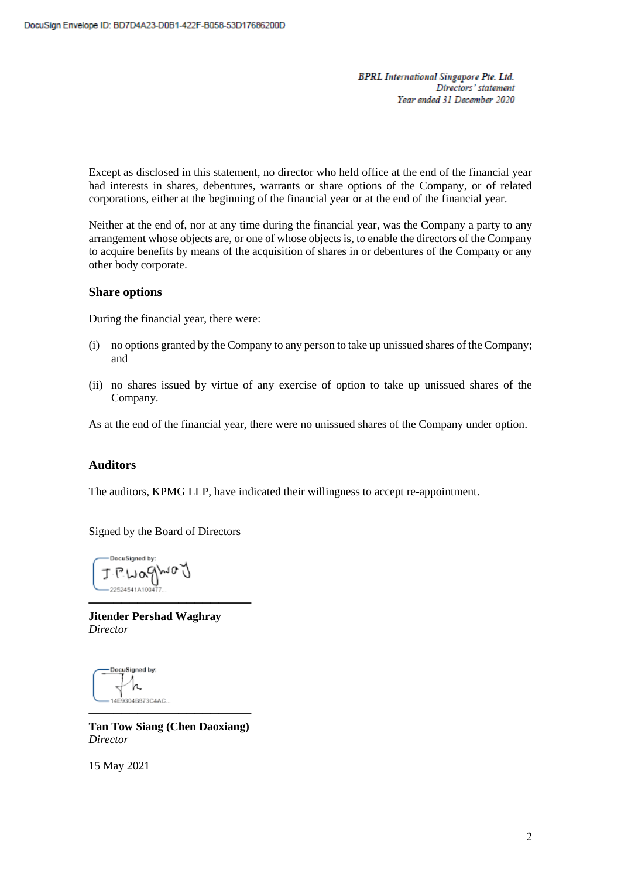Except as disclosed in this statement, no director who held office at the end of the financial year had interests in shares, debentures, warrants or share options of the Company, or of related corporations, either at the beginning of the financial year or at the end of the financial year.

Neither at the end of, nor at any time during the financial year, was the Company a party to any arrangement whose objects are, or one of whose objects is, to enable the directors of the Company to acquire benefits by means of the acquisition of shares in or debentures of the Company or any other body corporate.

## Share options

During the financial year, there were:

(i) no options granted by the Company to any person to take up unissued shares of the Company; and

(ii) no shares issued by virtue of any exercise of option to take up unissued shares of the Company.

As at the end of the financial year, there were no unissued shares of the Company under option.

## Auditors

The auditors, KPMG LLP, have indicated their willingness to accept re-appointment.

Signed by the Board of Directors

**Jitender Pershad Waghray**
*Director*

**Tan Tow Siang (Chen Daoxiang)**
*Director*

15 May 2021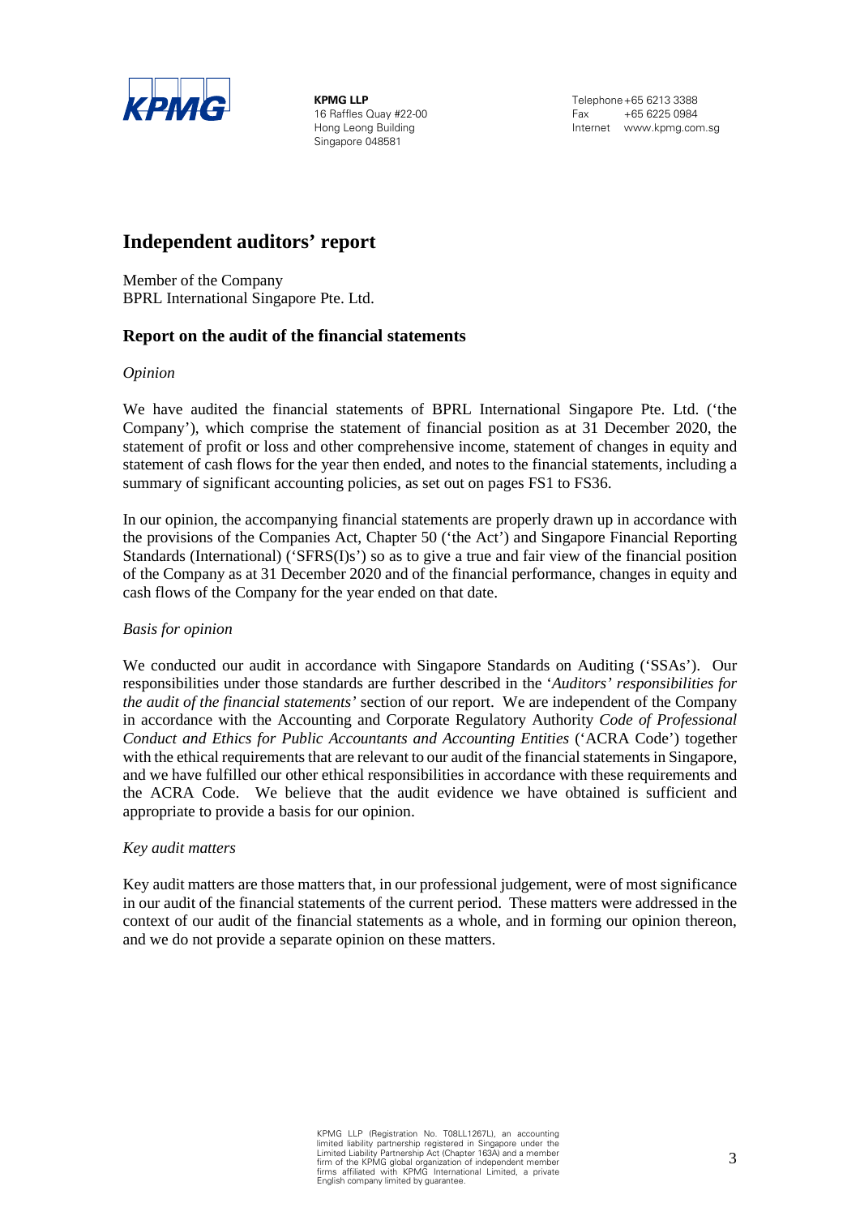**KPMG LLP**
16 Raffles Quay #22-00
Hong Leong Building
Singapore 048581

Telephone +65 6213 3388
Fax +65 6225 0984
Internet www.kpmg.com.sg

# Independent auditors' report

Member of the Company
BPRL International Singapore Pte. Ltd.

## Report on the audit of the financial statements

*Opinion*

We have audited the financial statements of BPRL International Singapore Pte. Ltd. ('the Company'), which comprise the statement of financial position as at 31 December 2020, the statement of profit or loss and other comprehensive income, statement of changes in equity and statement of cash flows for the year then ended, and notes to the financial statements, including a summary of significant accounting policies, as set out on pages FS1 to FS36.

In our opinion, the accompanying financial statements are properly drawn up in accordance with the provisions of the Companies Act, Chapter 50 ('the Act') and Singapore Financial Reporting Standards (International) ('SFRS(I)s') so as to give a true and fair view of the financial position of the Company as at 31 December 2020 and of the financial performance, changes in equity and cash flows of the Company for the year ended on that date.

*Basis for opinion*

We conducted our audit in accordance with Singapore Standards on Auditing ('SSAs'). Our responsibilities under those standards are further described in the '*Auditors' responsibilities for the audit of the financial statements*' section of our report. We are independent of the Company in accordance with the Accounting and Corporate Regulatory Authority *Code of Professional Conduct and Ethics for Public Accountants and Accounting Entities* ('ACRA Code') together with the ethical requirements that are relevant to our audit of the financial statements in Singapore, and we have fulfilled our other ethical responsibilities in accordance with these requirements and the ACRA Code. We believe that the audit evidence we have obtained is sufficient and appropriate to provide a basis for our opinion.

*Key audit matters*

Key audit matters are those matters that, in our professional judgement, were of most significance in our audit of the financial statements of the current period. These matters were addressed in the context of our audit of the financial statements as a whole, and in forming our opinion thereon, and we do not provide a separate opinion on these matters.

KPMG LLP (Registration No. T08LL1267L), an accounting limited liability partnership registered in Singapore under the Limited Liability Partnership Act (Chapter 163A) and a member firm of the KPMG global organization of independent member firms affiliated with KPMG International Limited, a private English company limited by guarantee.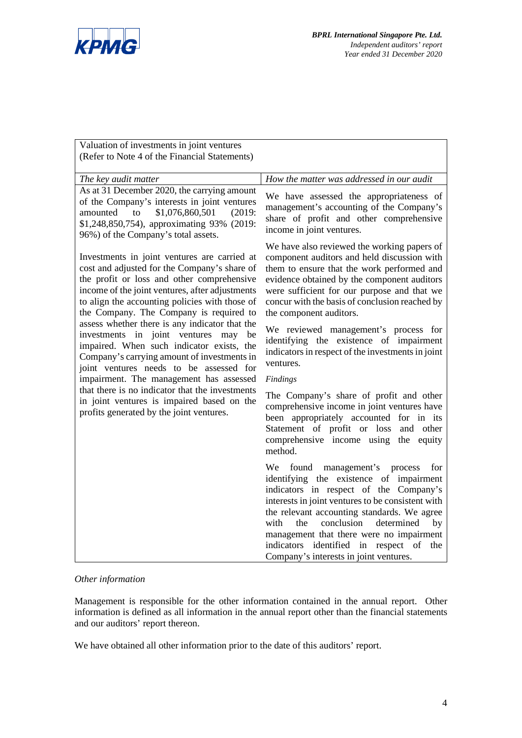| Valuation of investments in joint ventures (Refer to Note 4 of the Financial Statements) | |
|---|---|
| *The key audit matter* | *How the matter was addressed in our audit* |
| As at 31 December 2020, the carrying amount of the Company's interests in joint ventures amounted to $1,076,860,501 (2019: $1,248,850,754), approximating 93% (2019: 96%) of the Company's total assets.<br><br>Investments in joint ventures are carried at cost and adjusted for the Company's share of the profit or loss and other comprehensive income of the joint ventures, after adjustments to align the accounting policies with those of the Company. The Company is required to assess whether there is any indicator that the investments in joint ventures may be impaired. When such indicator exists, the Company's carrying amount of investments in joint ventures needs to be assessed for impairment. The management has assessed that there is no indicator that the investments in joint ventures is impaired based on the profits generated by the joint ventures. | We have assessed the appropriateness of management's accounting of the Company's share of profit and other comprehensive income in joint ventures.<br><br>We have also reviewed the working papers of component auditors and held discussion with them to ensure that the work performed and evidence obtained by the component auditors were sufficient for our purpose and that we concur with the basis of conclusion reached by the component auditors.<br><br>We reviewed management's process for identifying the existence of impairment indicators in respect of the investments in joint ventures.<br><br>*Findings*<br><br>The Company's share of profit and other comprehensive income in joint ventures have been appropriately accounted for in its Statement of profit or loss and other comprehensive income using the equity method.<br><br>We found management's process for identifying the existence of impairment indicators in respect of the Company's interests in joint ventures to be consistent with the relevant accounting standards. We agree with the conclusion determined by management that there were no impairment indicators identified in respect of the Company's interests in joint ventures. |

*Other information*

Management is responsible for the other information contained in the annual report. Other information is defined as all information in the annual report other than the financial statements and our auditors' report thereon.

We have obtained all other information prior to the date of this auditors' report.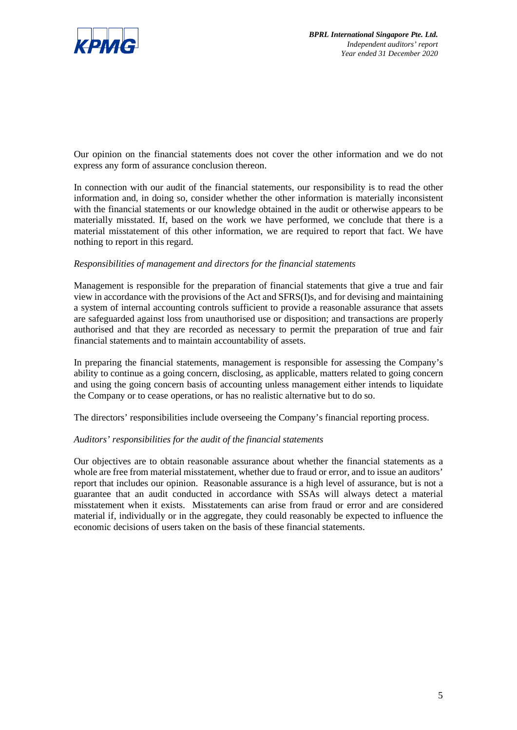Our opinion on the financial statements does not cover the other information and we do not express any form of assurance conclusion thereon.

In connection with our audit of the financial statements, our responsibility is to read the other information and, in doing so, consider whether the other information is materially inconsistent with the financial statements or our knowledge obtained in the audit or otherwise appears to be materially misstated. If, based on the work we have performed, we conclude that there is a material misstatement of this other information, we are required to report that fact. We have nothing to report in this regard.

*Responsibilities of management and directors for the financial statements*

Management is responsible for the preparation of financial statements that give a true and fair view in accordance with the provisions of the Act and SFRS(I)s, and for devising and maintaining a system of internal accounting controls sufficient to provide a reasonable assurance that assets are safeguarded against loss from unauthorised use or disposition; and transactions are properly authorised and that they are recorded as necessary to permit the preparation of true and fair financial statements and to maintain accountability of assets.

In preparing the financial statements, management is responsible for assessing the Company's ability to continue as a going concern, disclosing, as applicable, matters related to going concern and using the going concern basis of accounting unless management either intends to liquidate the Company or to cease operations, or has no realistic alternative but to do so.

The directors' responsibilities include overseeing the Company's financial reporting process.

*Auditors' responsibilities for the audit of the financial statements*

Our objectives are to obtain reasonable assurance about whether the financial statements as a whole are free from material misstatement, whether due to fraud or error, and to issue an auditors' report that includes our opinion. Reasonable assurance is a high level of assurance, but is not a guarantee that an audit conducted in accordance with SSAs will always detect a material misstatement when it exists. Misstatements can arise from fraud or error and are considered material if, individually or in the aggregate, they could reasonably be expected to influence the economic decisions of users taken on the basis of these financial statements.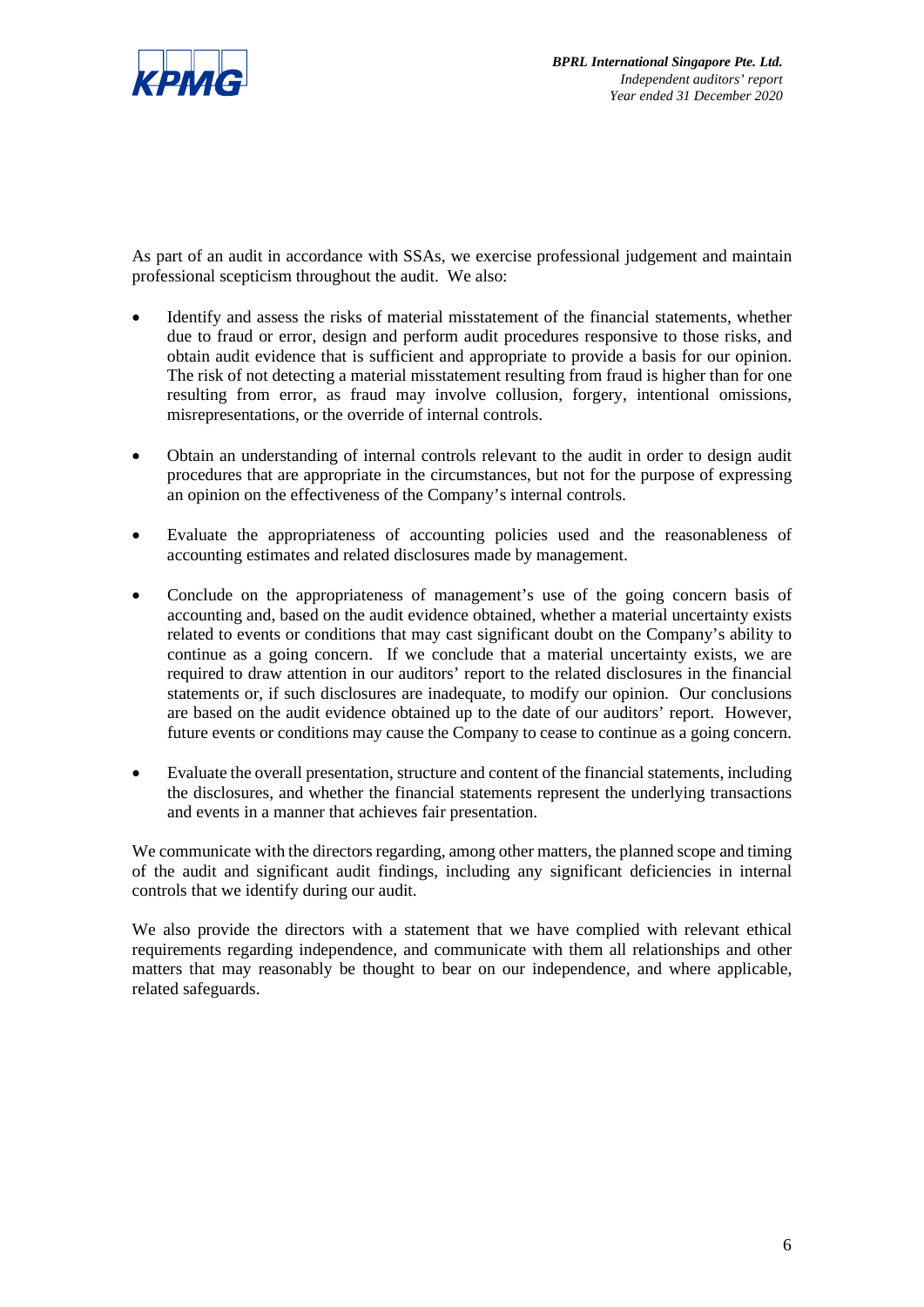As part of an audit in accordance with SSAs, we exercise professional judgement and maintain professional scepticism throughout the audit. We also:

- Identify and assess the risks of material misstatement of the financial statements, whether due to fraud or error, design and perform audit procedures responsive to those risks, and obtain audit evidence that is sufficient and appropriate to provide a basis for our opinion. The risk of not detecting a material misstatement resulting from fraud is higher than for one resulting from error, as fraud may involve collusion, forgery, intentional omissions, misrepresentations, or the override of internal controls.

- Obtain an understanding of internal controls relevant to the audit in order to design audit procedures that are appropriate in the circumstances, but not for the purpose of expressing an opinion on the effectiveness of the Company's internal controls.

- Evaluate the appropriateness of accounting policies used and the reasonableness of accounting estimates and related disclosures made by management.

- Conclude on the appropriateness of management's use of the going concern basis of accounting and, based on the audit evidence obtained, whether a material uncertainty exists related to events or conditions that may cast significant doubt on the Company's ability to continue as a going concern. If we conclude that a material uncertainty exists, we are required to draw attention in our auditors' report to the related disclosures in the financial statements or, if such disclosures are inadequate, to modify our opinion. Our conclusions are based on the audit evidence obtained up to the date of our auditors' report. However, future events or conditions may cause the Company to cease to continue as a going concern.

- Evaluate the overall presentation, structure and content of the financial statements, including the disclosures, and whether the financial statements represent the underlying transactions and events in a manner that achieves fair presentation.

We communicate with the directors regarding, among other matters, the planned scope and timing of the audit and significant audit findings, including any significant deficiencies in internal controls that we identify during our audit.

We also provide the directors with a statement that we have complied with relevant ethical requirements regarding independence, and communicate with them all relationships and other matters that may reasonably be thought to bear on our independence, and where applicable, related safeguards.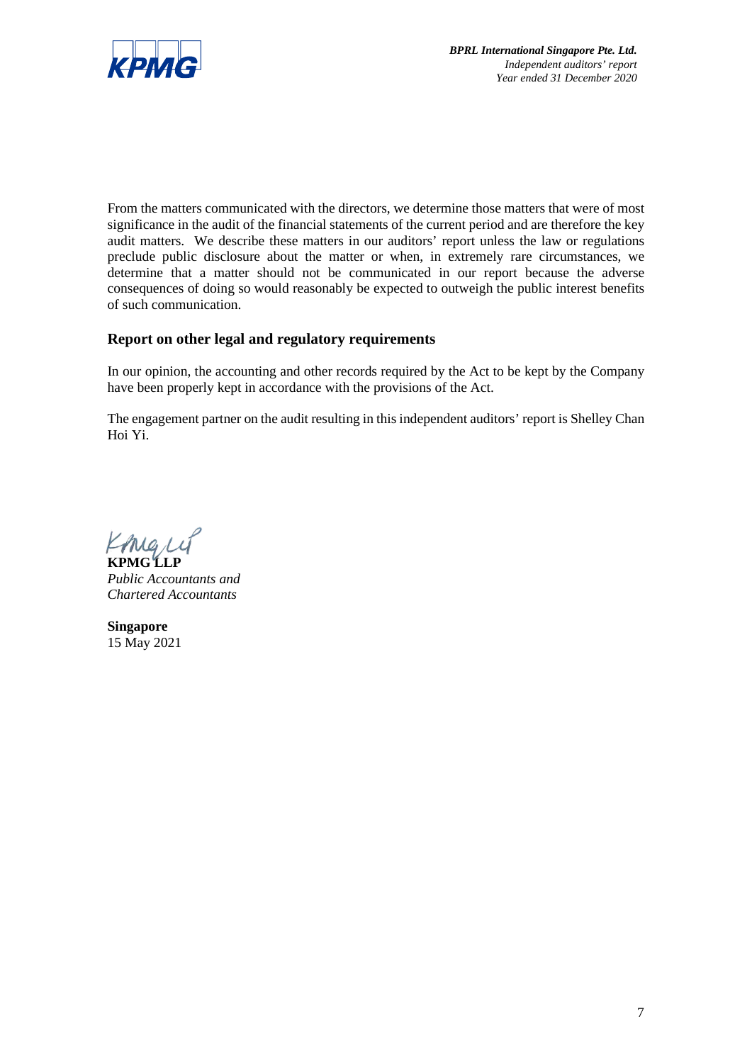From the matters communicated with the directors, we determine those matters that were of most significance in the audit of the financial statements of the current period and are therefore the key audit matters. We describe these matters in our auditors' report unless the law or regulations preclude public disclosure about the matter or when, in extremely rare circumstances, we determine that a matter should not be communicated in our report because the adverse consequences of doing so would reasonably be expected to outweigh the public interest benefits of such communication.

## Report on other legal and regulatory requirements

In our opinion, the accounting and other records required by the Act to be kept by the Company have been properly kept in accordance with the provisions of the Act.

The engagement partner on the audit resulting in this independent auditors' report is Shelley Chan Hoi Yi.

**KPMG LLP**
*Public Accountants and*
*Chartered Accountants*

**Singapore**
15 May 2021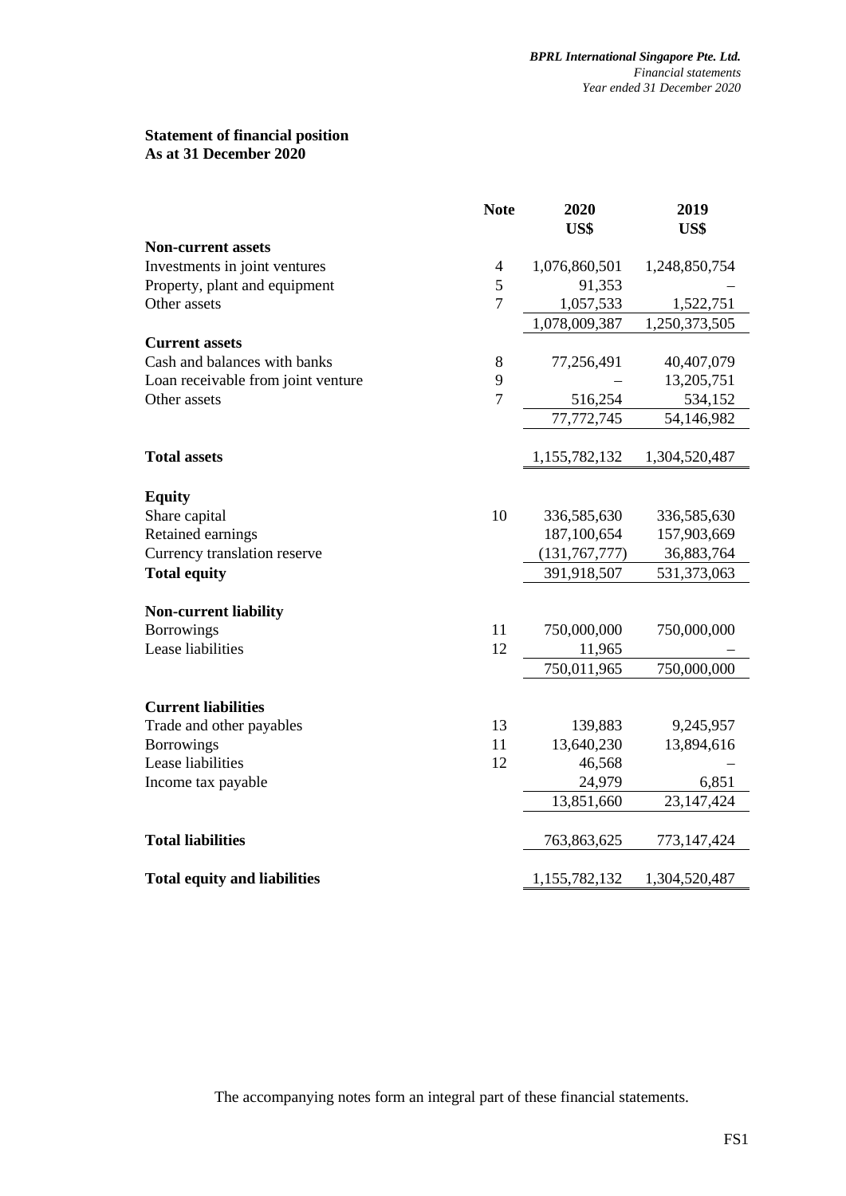## Statement of financial position
## As at 31 December 2020

| | Note | 2020<br>US$ | 2019<br>US$ |
|---|---|---|---|
| **Non-current assets** | | | |
| Investments in joint ventures | 4 | 1,076,860,501 | 1,248,850,754 |
| Property, plant and equipment | 5 | 91,353 | – |
| Other assets | 7 | 1,057,533 | 1,522,751 |
| | | 1,078,009,387 | 1,250,373,505 |
| **Current assets** | | | |
| Cash and balances with banks | 8 | 77,256,491 | 40,407,079 |
| Loan receivable from joint venture | 9 | – | 13,205,751 |
| Other assets | 7 | 516,254 | 534,152 |
| | | 77,772,745 | 54,146,982 |
| **Total assets** | | 1,155,782,132 | 1,304,520,487 |
| **Equity** | | | |
| Share capital | 10 | 336,585,630 | 336,585,630 |
| Retained earnings | | 187,100,654 | 157,903,669 |
| Currency translation reserve | | (131,767,777) | 36,883,764 |
| **Total equity** | | 391,918,507 | 531,373,063 |
| **Non-current liability** | | | |
| Borrowings | 11 | 750,000,000 | 750,000,000 |
| Lease liabilities | 12 | 11,965 | – |
| | | 750,011,965 | 750,000,000 |
| **Current liabilities** | | | |
| Trade and other payables | 13 | 139,883 | 9,245,957 |
| Borrowings | 11 | 13,640,230 | 13,894,616 |
| Lease liabilities | 12 | 46,568 | – |
| Income tax payable | | 24,979 | 6,851 |
| | | 13,851,660 | 23,147,424 |
| **Total liabilities** | | 763,863,625 | 773,147,424 |
| **Total equity and liabilities** | | 1,155,782,132 | 1,304,520,487 |

The accompanying notes form an integral part of these financial statements.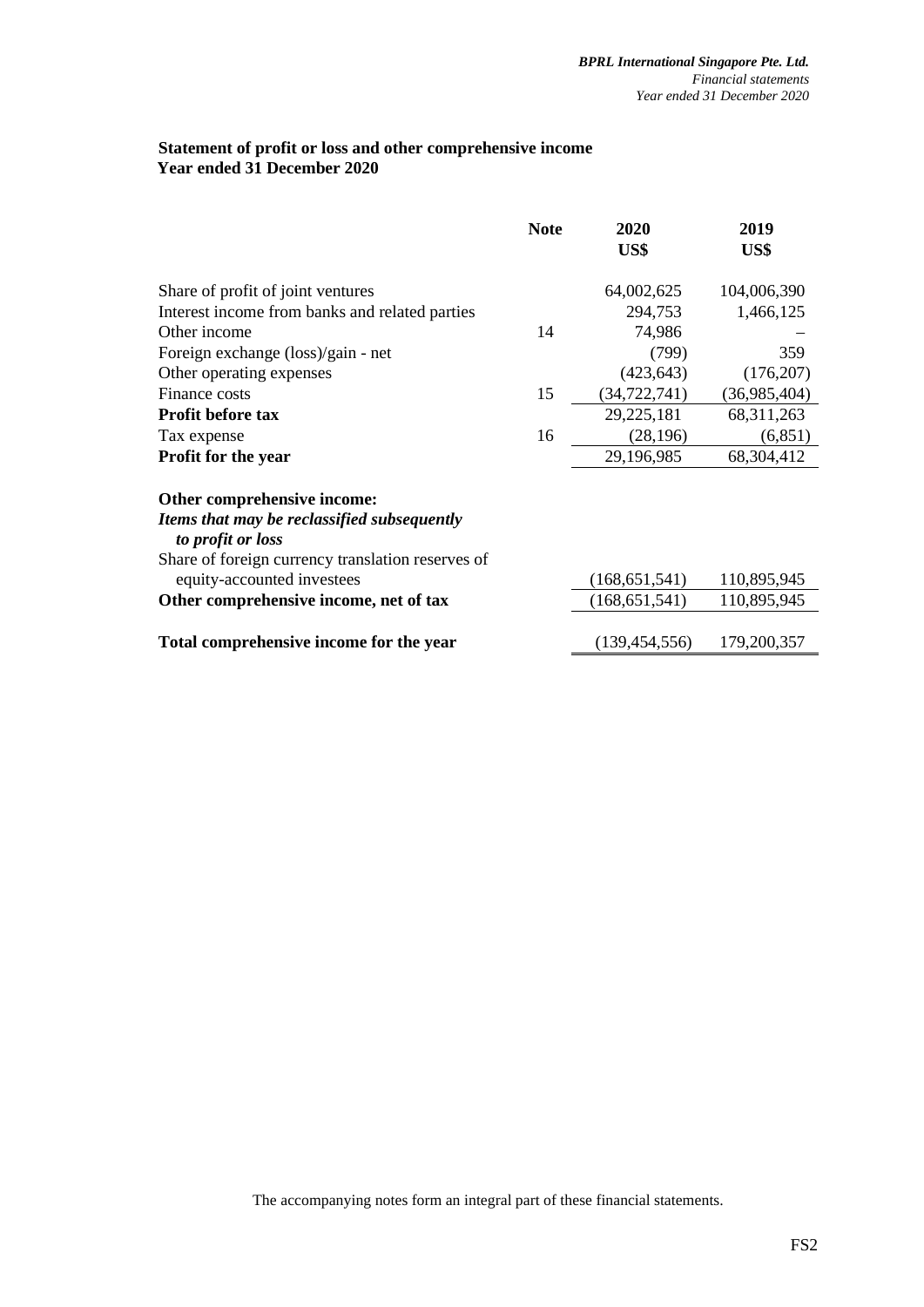## Statement of profit or loss and other comprehensive income
## Year ended 31 December 2020

| | Note | 2020<br>US$ | 2019<br>US$ |
|---|---|---|---|
| Share of profit of joint ventures | | 64,002,625 | 104,006,390 |
| Interest income from banks and related parties | | 294,753 | 1,466,125 |
| Other income | 14 | 74,986 | – |
| Foreign exchange (loss)/gain - net | | (799) | 359 |
| Other operating expenses | | (423,643) | (176,207) |
| Finance costs | 15 | (34,722,741) | (36,985,404) |
| **Profit before tax** | | 29,225,181 | 68,311,263 |
| Tax expense | 16 | (28,196) | (6,851) |
| **Profit for the year** | | 29,196,985 | 68,304,412 |
| | | | |
| **Other comprehensive income:** | | | |
| ***Items that may be reclassified subsequently to profit or loss*** | | | |
| Share of foreign currency translation reserves of equity-accounted investees | | (168,651,541) | 110,895,945 |
| **Other comprehensive income, net of tax** | | (168,651,541) | 110,895,945 |
| | | | |
| **Total comprehensive income for the year** | | (139,454,556) | 179,200,357 |

The accompanying notes form an integral part of these financial statements.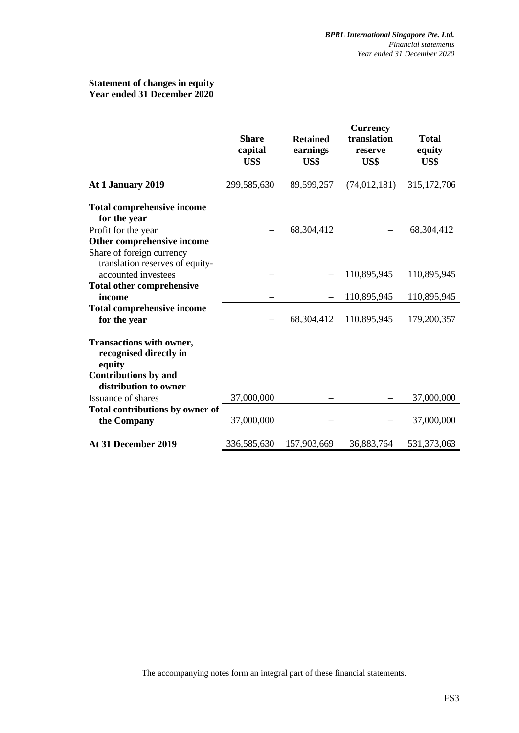**Statement of changes in equity**
**Year ended 31 December 2020**

| | Share capital US$ | Retained earnings US$ | Currency translation reserve US$ | Total equity US$ |
|---|---|---|---|---|
| **At 1 January 2019** | 299,585,630 | 89,599,257 | (74,012,181) | 315,172,706 |
| **Total comprehensive income for the year** | | | | |
| Profit for the year | – | 68,304,412 | – | 68,304,412 |
| **Other comprehensive income** | | | | |
| Share of foreign currency translation reserves of equity-accounted investees | – | – | 110,895,945 | 110,895,945 |
| **Total other comprehensive income** | – | – | 110,895,945 | 110,895,945 |
| **Total comprehensive income for the year** | – | 68,304,412 | 110,895,945 | 179,200,357 |
| **Transactions with owner, recognised directly in equity** | | | | |
| **Contributions by and distribution to owner** | | | | |
| Issuance of shares | 37,000,000 | – | – | 37,000,000 |
| **Total contributions by owner of the Company** | 37,000,000 | – | – | 37,000,000 |
| **At 31 December 2019** | 336,585,630 | 157,903,669 | 36,883,764 | 531,373,063 |

The accompanying notes form an integral part of these financial statements.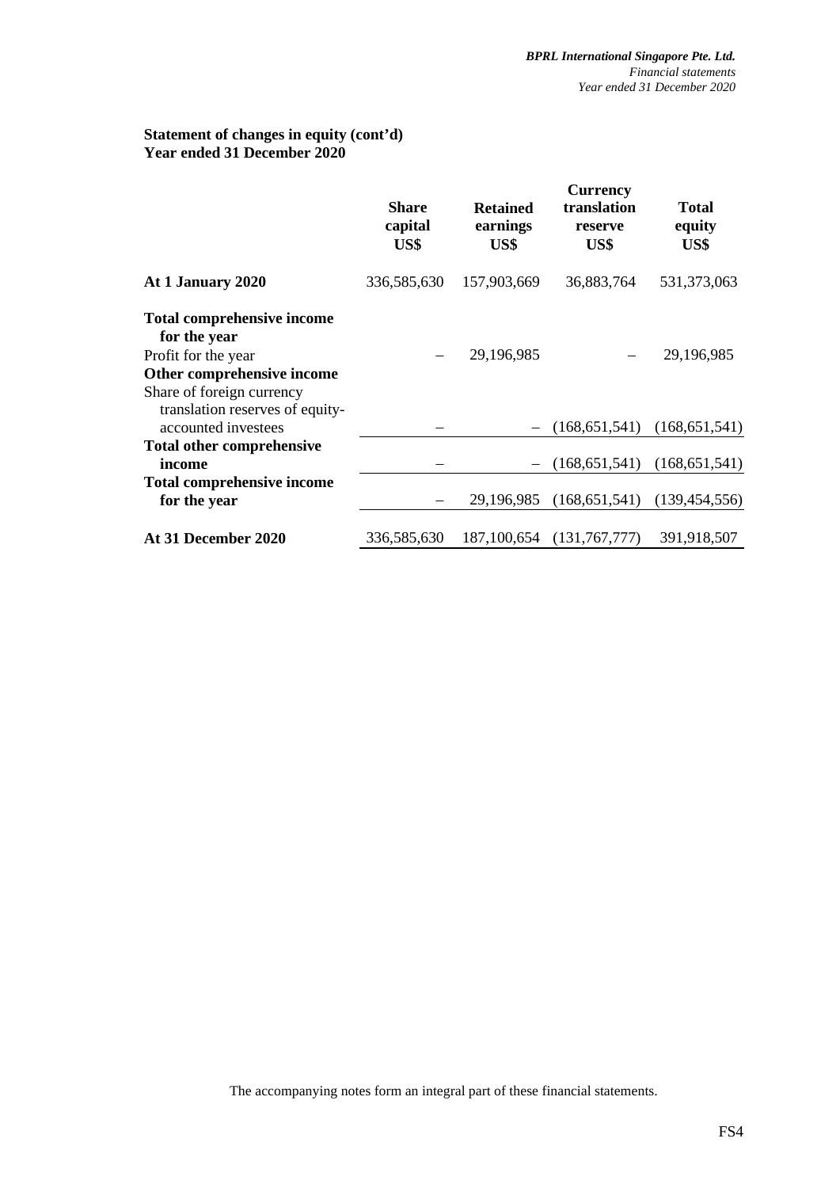**Statement of changes in equity (cont'd)**
**Year ended 31 December 2020**

| | Share capital US$ | Retained earnings US$ | Currency translation reserve US$ | Total equity US$ |
|---|---|---|---|---|
| **At 1 January 2020** | 336,585,630 | 157,903,669 | 36,883,764 | 531,373,063 |
| **Total comprehensive income for the year** | | | | |
| Profit for the year | – | 29,196,985 | – | 29,196,985 |
| **Other comprehensive income** | | | | |
| Share of foreign currency translation reserves of equity-accounted investees | – | – | (168,651,541) | (168,651,541) |
| **Total other comprehensive income** | – | – | (168,651,541) | (168,651,541) |
| **Total comprehensive income for the year** | – | 29,196,985 | (168,651,541) | (139,454,556) |
| **At 31 December 2020** | 336,585,630 | 187,100,654 | (131,767,777) | 391,918,507 |

The accompanying notes form an integral part of these financial statements.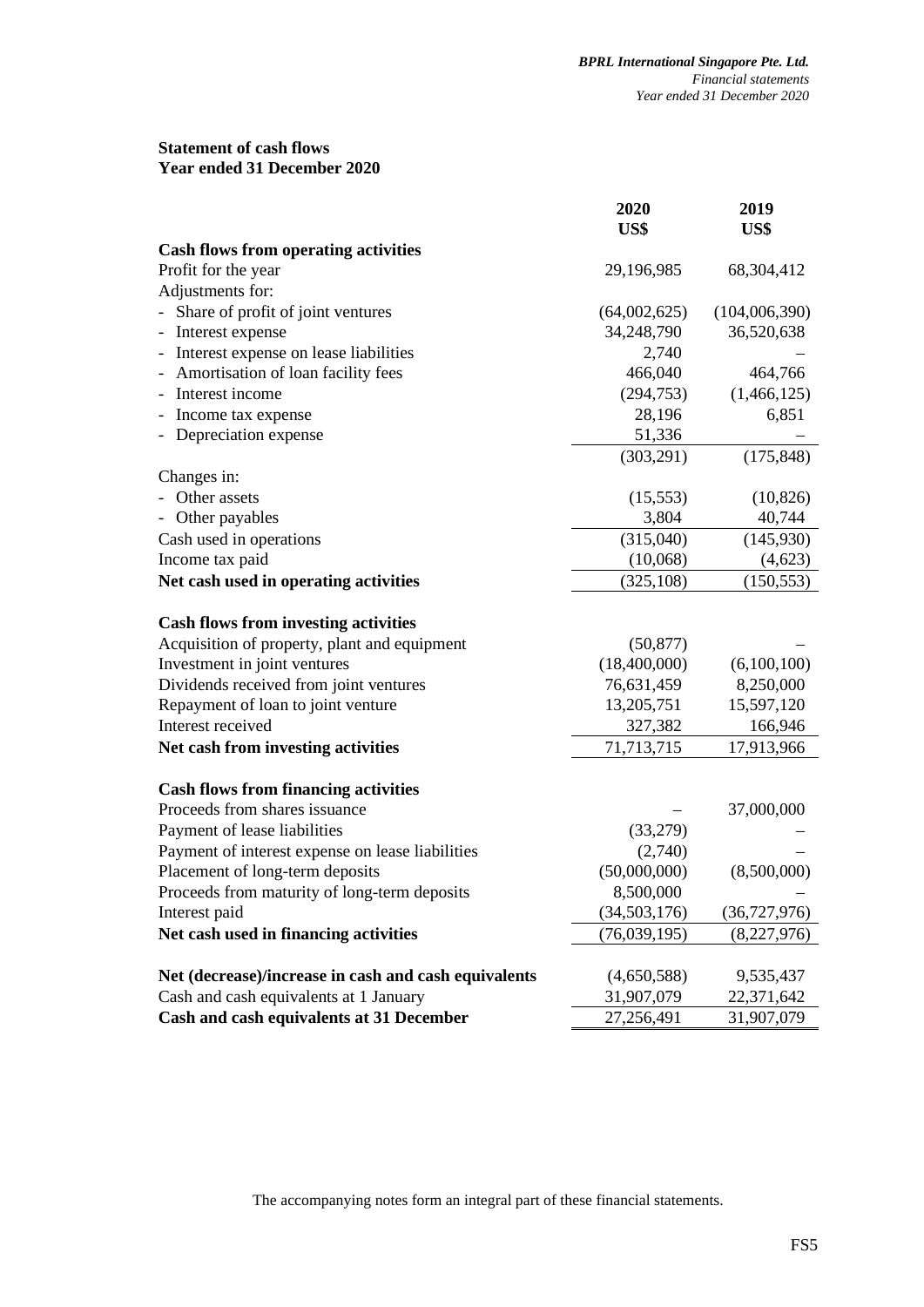**Statement of cash flows**
**Year ended 31 December 2020**

| | 2020 US$ | 2019 US$ |
|---|---|---|
| **Cash flows from operating activities** | | |
| Profit for the year | 29,196,985 | 68,304,412 |
| Adjustments for: | | |
| - Share of profit of joint ventures | (64,002,625) | (104,006,390) |
| - Interest expense | 34,248,790 | 36,520,638 |
| - Interest expense on lease liabilities | 2,740 | – |
| - Amortisation of loan facility fees | 466,040 | 464,766 |
| - Interest income | (294,753) | (1,466,125) |
| - Income tax expense | 28,196 | 6,851 |
| - Depreciation expense | 51,336 | – |
| | (303,291) | (175,848) |
| Changes in: | | |
| - Other assets | (15,553) | (10,826) |
| - Other payables | 3,804 | 40,744 |
| Cash used in operations | (315,040) | (145,930) |
| Income tax paid | (10,068) | (4,623) |
| **Net cash used in operating activities** | (325,108) | (150,553) |
| | | |
| **Cash flows from investing activities** | | |
| Acquisition of property, plant and equipment | (50,877) | – |
| Investment in joint ventures | (18,400,000) | (6,100,100) |
| Dividends received from joint ventures | 76,631,459 | 8,250,000 |
| Repayment of loan to joint venture | 13,205,751 | 15,597,120 |
| Interest received | 327,382 | 166,946 |
| **Net cash from investing activities** | 71,713,715 | 17,913,966 |
| | | |
| **Cash flows from financing activities** | | |
| Proceeds from shares issuance | – | 37,000,000 |
| Payment of lease liabilities | (33,279) | – |
| Payment of interest expense on lease liabilities | (2,740) | – |
| Placement of long-term deposits | (50,000,000) | (8,500,000) |
| Proceeds from maturity of long-term deposits | 8,500,000 | – |
| Interest paid | (34,503,176) | (36,727,976) |
| **Net cash used in financing activities** | (76,039,195) | (8,227,976) |
| | | |
| **Net (decrease)/increase in cash and cash equivalents** | (4,650,588) | 9,535,437 |
| Cash and cash equivalents at 1 January | 31,907,079 | 22,371,642 |
| **Cash and cash equivalents at 31 December** | 27,256,491 | 31,907,079 |

The accompanying notes form an integral part of these financial statements.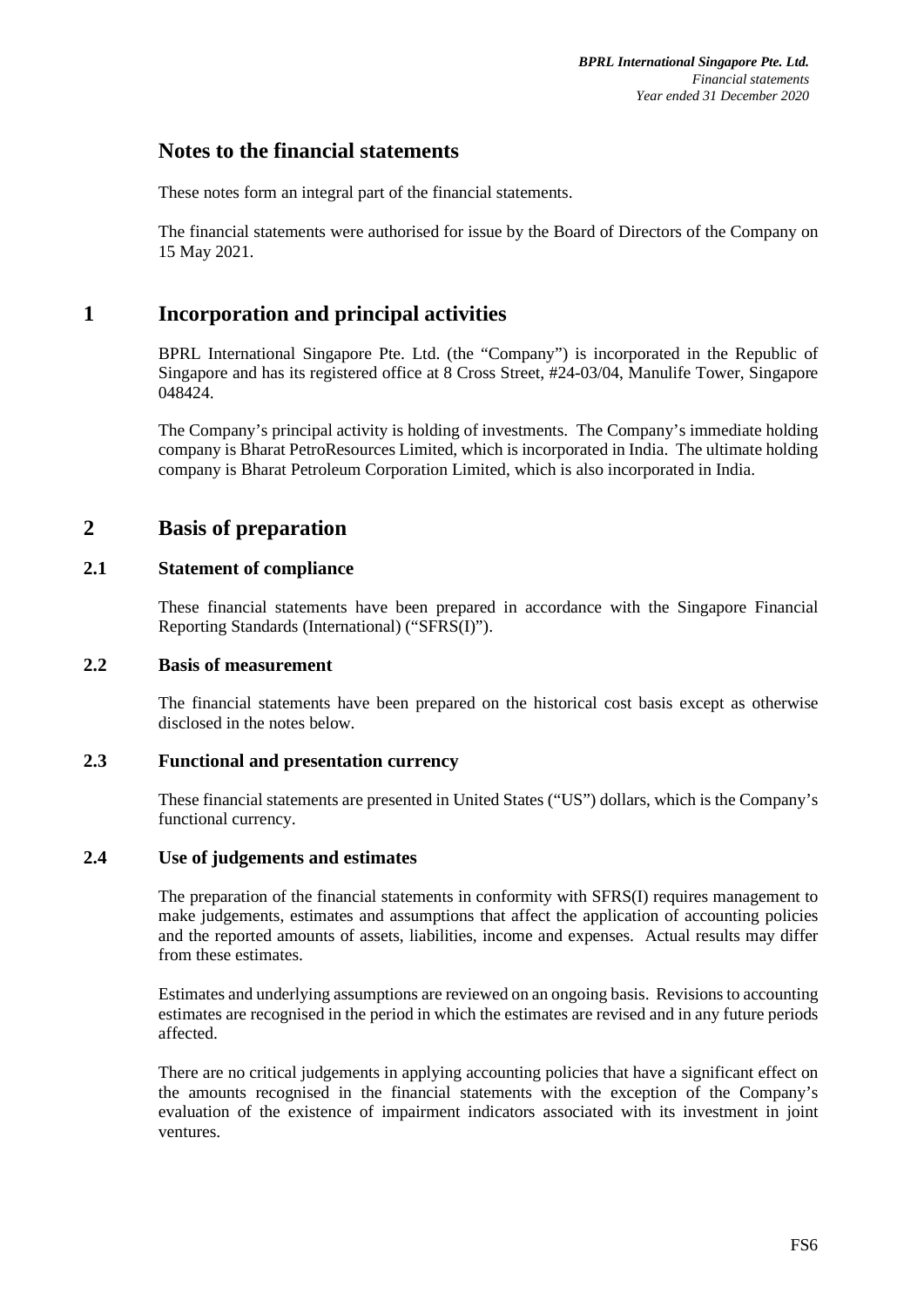# Notes to the financial statements

These notes form an integral part of the financial statements.

The financial statements were authorised for issue by the Board of Directors of the Company on 15 May 2021.

## 1 Incorporation and principal activities

BPRL International Singapore Pte. Ltd. (the "Company") is incorporated in the Republic of Singapore and has its registered office at 8 Cross Street, #24-03/04, Manulife Tower, Singapore 048424.

The Company's principal activity is holding of investments. The Company's immediate holding company is Bharat PetroResources Limited, which is incorporated in India. The ultimate holding company is Bharat Petroleum Corporation Limited, which is also incorporated in India.

## 2 Basis of preparation

### 2.1 Statement of compliance

These financial statements have been prepared in accordance with the Singapore Financial Reporting Standards (International) ("SFRS(I)").

### 2.2 Basis of measurement

The financial statements have been prepared on the historical cost basis except as otherwise disclosed in the notes below.

### 2.3 Functional and presentation currency

These financial statements are presented in United States ("US") dollars, which is the Company's functional currency.

### 2.4 Use of judgements and estimates

The preparation of the financial statements in conformity with SFRS(I) requires management to make judgements, estimates and assumptions that affect the application of accounting policies and the reported amounts of assets, liabilities, income and expenses. Actual results may differ from these estimates.

Estimates and underlying assumptions are reviewed on an ongoing basis. Revisions to accounting estimates are recognised in the period in which the estimates are revised and in any future periods affected.

There are no critical judgements in applying accounting policies that have a significant effect on the amounts recognised in the financial statements with the exception of the Company's evaluation of the existence of impairment indicators associated with its investment in joint ventures.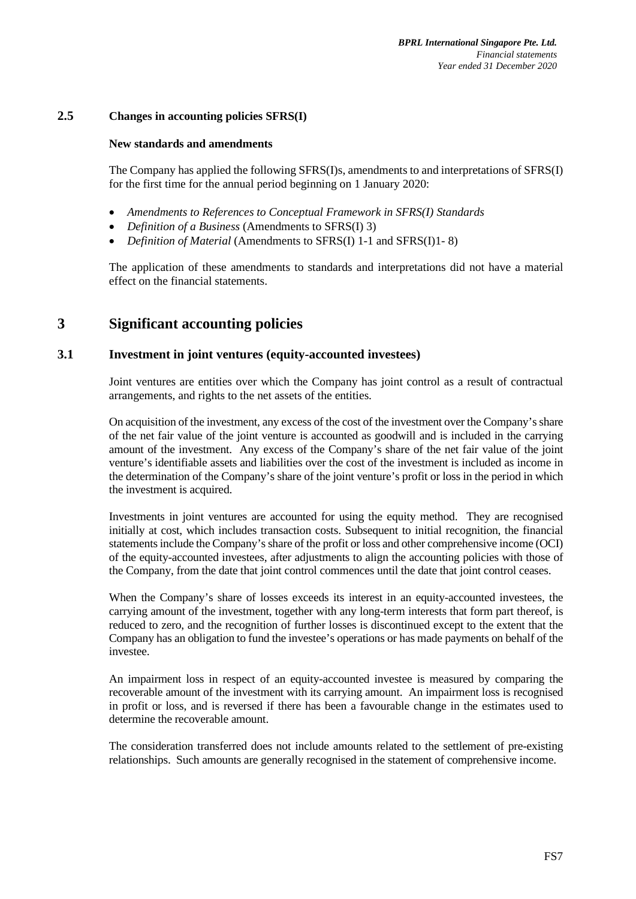### 2.5 Changes in accounting policies SFRS(I)

**New standards and amendments**

The Company has applied the following SFRS(I)s, amendments to and interpretations of SFRS(I) for the first time for the annual period beginning on 1 January 2020:

- *Amendments to References to Conceptual Framework in SFRS(I) Standards*
- *Definition of a Business* (Amendments to SFRS(I) 3)
- *Definition of Material* (Amendments to SFRS(I) 1-1 and SFRS(I)1- 8)

The application of these amendments to standards and interpretations did not have a material effect on the financial statements.

## 3 Significant accounting policies

### 3.1 Investment in joint ventures (equity-accounted investees)

Joint ventures are entities over which the Company has joint control as a result of contractual arrangements, and rights to the net assets of the entities.

On acquisition of the investment, any excess of the cost of the investment over the Company's share of the net fair value of the joint venture is accounted as goodwill and is included in the carrying amount of the investment. Any excess of the Company's share of the net fair value of the joint venture's identifiable assets and liabilities over the cost of the investment is included as income in the determination of the Company's share of the joint venture's profit or loss in the period in which the investment is acquired.

Investments in joint ventures are accounted for using the equity method. They are recognised initially at cost, which includes transaction costs. Subsequent to initial recognition, the financial statements include the Company's share of the profit or loss and other comprehensive income (OCI) of the equity-accounted investees, after adjustments to align the accounting policies with those of the Company, from the date that joint control commences until the date that joint control ceases.

When the Company's share of losses exceeds its interest in an equity-accounted investees, the carrying amount of the investment, together with any long-term interests that form part thereof, is reduced to zero, and the recognition of further losses is discontinued except to the extent that the Company has an obligation to fund the investee's operations or has made payments on behalf of the investee.

An impairment loss in respect of an equity-accounted investee is measured by comparing the recoverable amount of the investment with its carrying amount. An impairment loss is recognised in profit or loss, and is reversed if there has been a favourable change in the estimates used to determine the recoverable amount.

The consideration transferred does not include amounts related to the settlement of pre-existing relationships. Such amounts are generally recognised in the statement of comprehensive income.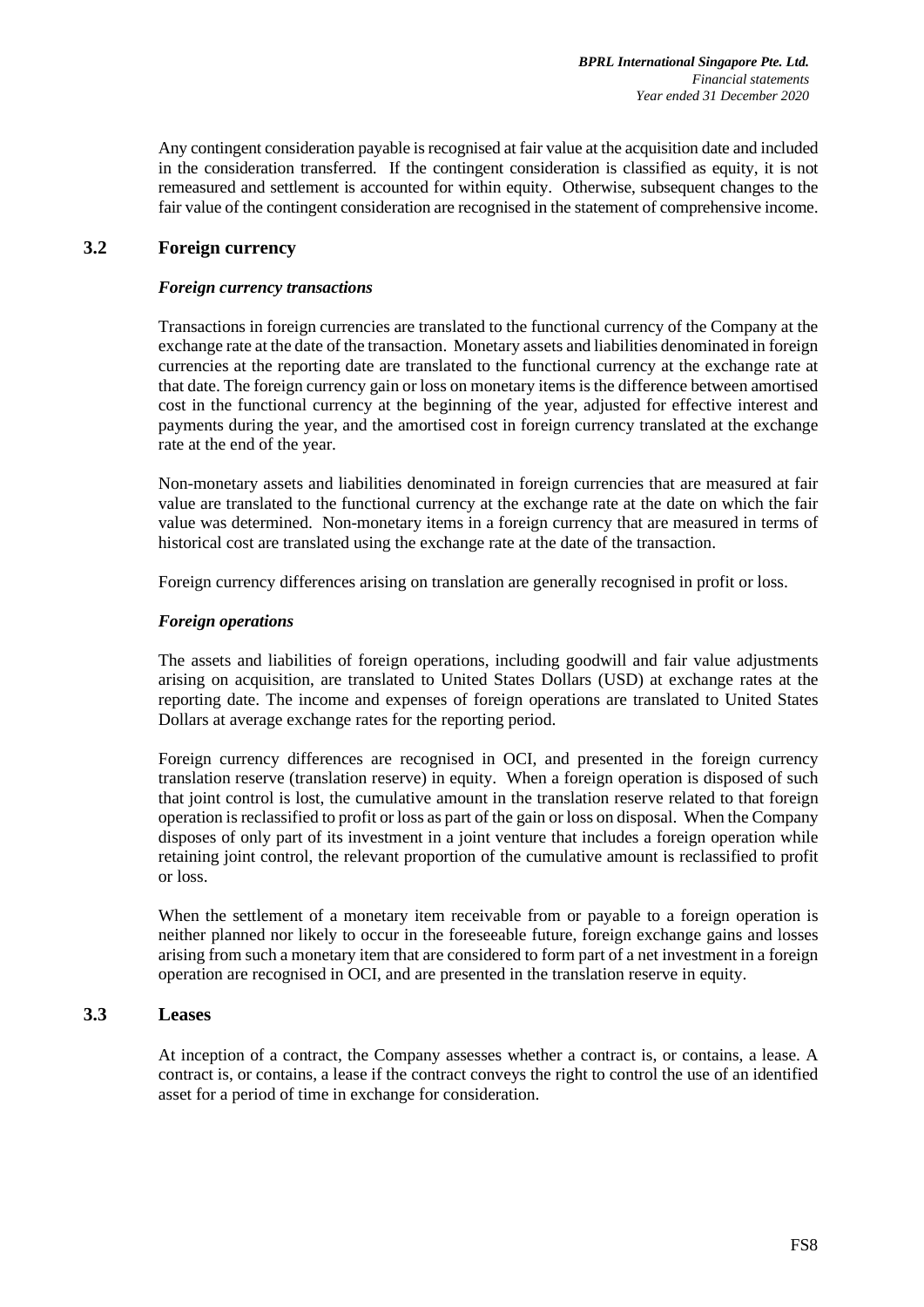Any contingent consideration payable is recognised at fair value at the acquisition date and included in the consideration transferred. If the contingent consideration is classified as equity, it is not remeasured and settlement is accounted for within equity. Otherwise, subsequent changes to the fair value of the contingent consideration are recognised in the statement of comprehensive income.

## 3.2 Foreign currency

***Foreign currency transactions***

Transactions in foreign currencies are translated to the functional currency of the Company at the exchange rate at the date of the transaction. Monetary assets and liabilities denominated in foreign currencies at the reporting date are translated to the functional currency at the exchange rate at that date. The foreign currency gain or loss on monetary items is the difference between amortised cost in the functional currency at the beginning of the year, adjusted for effective interest and payments during the year, and the amortised cost in foreign currency translated at the exchange rate at the end of the year.

Non-monetary assets and liabilities denominated in foreign currencies that are measured at fair value are translated to the functional currency at the exchange rate at the date on which the fair value was determined. Non-monetary items in a foreign currency that are measured in terms of historical cost are translated using the exchange rate at the date of the transaction.

Foreign currency differences arising on translation are generally recognised in profit or loss.

***Foreign operations***

The assets and liabilities of foreign operations, including goodwill and fair value adjustments arising on acquisition, are translated to United States Dollars (USD) at exchange rates at the reporting date. The income and expenses of foreign operations are translated to United States Dollars at average exchange rates for the reporting period.

Foreign currency differences are recognised in OCI, and presented in the foreign currency translation reserve (translation reserve) in equity. When a foreign operation is disposed of such that joint control is lost, the cumulative amount in the translation reserve related to that foreign operation is reclassified to profit or loss as part of the gain or loss on disposal. When the Company disposes of only part of its investment in a joint venture that includes a foreign operation while retaining joint control, the relevant proportion of the cumulative amount is reclassified to profit or loss.

When the settlement of a monetary item receivable from or payable to a foreign operation is neither planned nor likely to occur in the foreseeable future, foreign exchange gains and losses arising from such a monetary item that are considered to form part of a net investment in a foreign operation are recognised in OCI, and are presented in the translation reserve in equity.

## 3.3 Leases

At inception of a contract, the Company assesses whether a contract is, or contains, a lease. A contract is, or contains, a lease if the contract conveys the right to control the use of an identified asset for a period of time in exchange for consideration.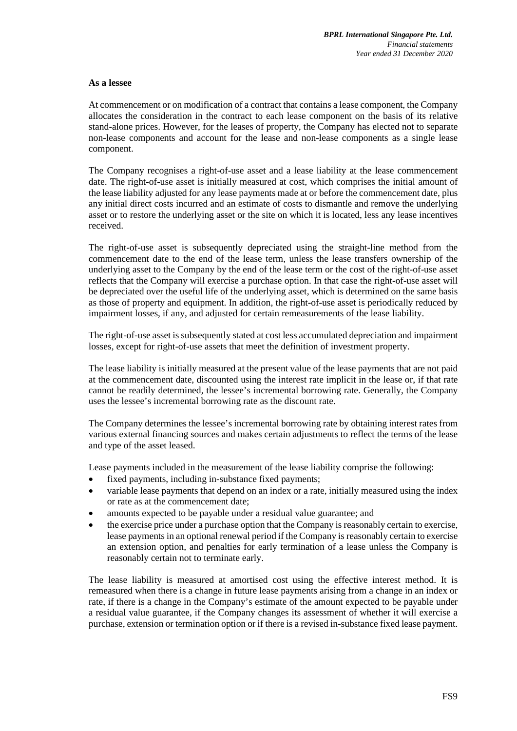**As a lessee**

At commencement or on modification of a contract that contains a lease component, the Company allocates the consideration in the contract to each lease component on the basis of its relative stand-alone prices. However, for the leases of property, the Company has elected not to separate non-lease components and account for the lease and non-lease components as a single lease component.

The Company recognises a right-of-use asset and a lease liability at the lease commencement date. The right-of-use asset is initially measured at cost, which comprises the initial amount of the lease liability adjusted for any lease payments made at or before the commencement date, plus any initial direct costs incurred and an estimate of costs to dismantle and remove the underlying asset or to restore the underlying asset or the site on which it is located, less any lease incentives received.

The right-of-use asset is subsequently depreciated using the straight-line method from the commencement date to the end of the lease term, unless the lease transfers ownership of the underlying asset to the Company by the end of the lease term or the cost of the right-of-use asset reflects that the Company will exercise a purchase option. In that case the right-of-use asset will be depreciated over the useful life of the underlying asset, which is determined on the same basis as those of property and equipment. In addition, the right-of-use asset is periodically reduced by impairment losses, if any, and adjusted for certain remeasurements of the lease liability.

The right-of-use asset is subsequently stated at cost less accumulated depreciation and impairment losses, except for right-of-use assets that meet the definition of investment property.

The lease liability is initially measured at the present value of the lease payments that are not paid at the commencement date, discounted using the interest rate implicit in the lease or, if that rate cannot be readily determined, the lessee's incremental borrowing rate. Generally, the Company uses the lessee's incremental borrowing rate as the discount rate.

The Company determines the lessee's incremental borrowing rate by obtaining interest rates from various external financing sources and makes certain adjustments to reflect the terms of the lease and type of the asset leased.

Lease payments included in the measurement of the lease liability comprise the following:

- fixed payments, including in-substance fixed payments;
- variable lease payments that depend on an index or a rate, initially measured using the index or rate as at the commencement date;
- amounts expected to be payable under a residual value guarantee; and
- the exercise price under a purchase option that the Company is reasonably certain to exercise, lease payments in an optional renewal period if the Company is reasonably certain to exercise an extension option, and penalties for early termination of a lease unless the Company is reasonably certain not to terminate early.

The lease liability is measured at amortised cost using the effective interest method. It is remeasured when there is a change in future lease payments arising from a change in an index or rate, if there is a change in the Company's estimate of the amount expected to be payable under a residual value guarantee, if the Company changes its assessment of whether it will exercise a purchase, extension or termination option or if there is a revised in-substance fixed lease payment.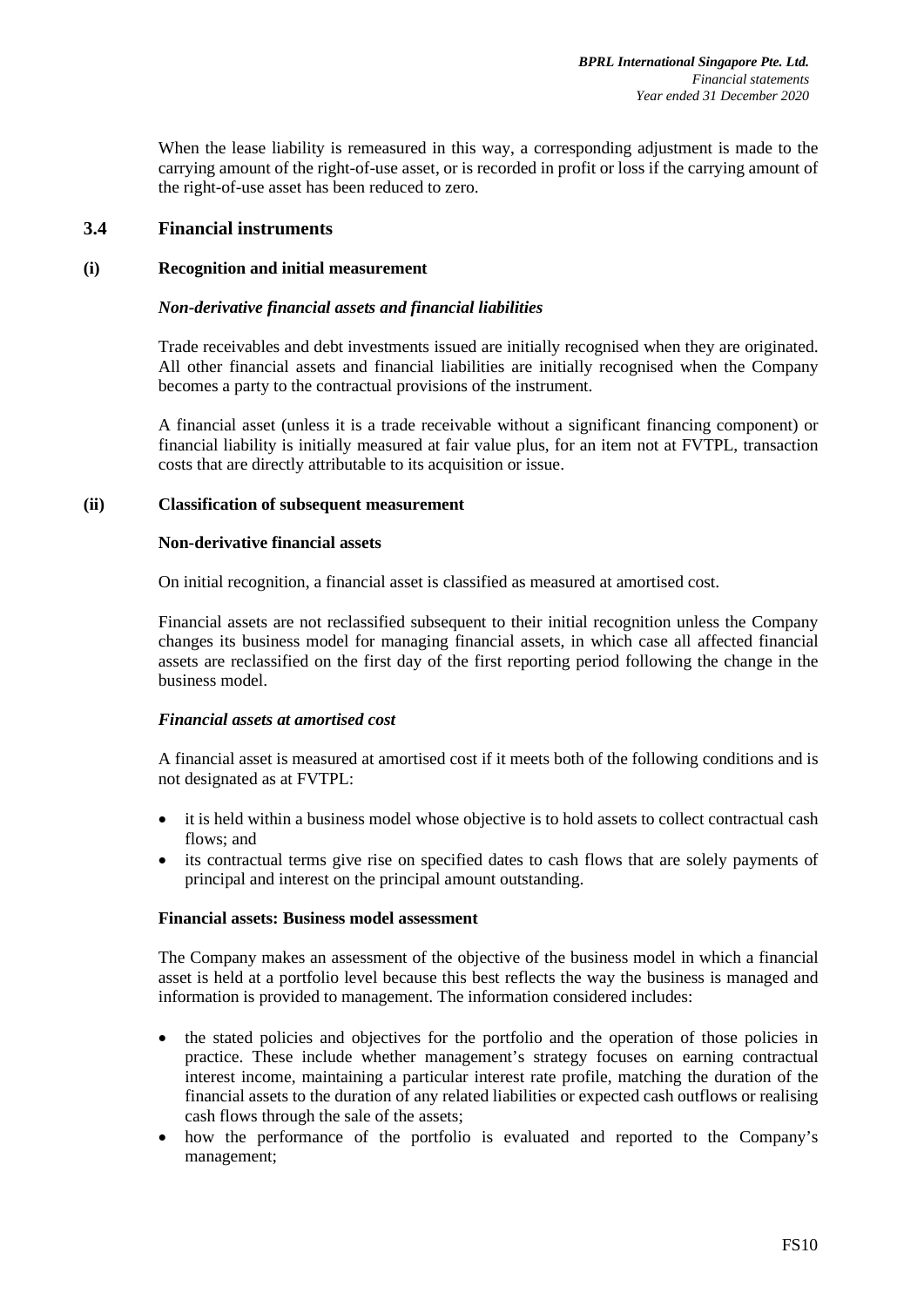When the lease liability is remeasured in this way, a corresponding adjustment is made to the carrying amount of the right-of-use asset, or is recorded in profit or loss if the carrying amount of the right-of-use asset has been reduced to zero.

## 3.4 Financial instruments

### (i) Recognition and initial measurement

***Non-derivative financial assets and financial liabilities***

Trade receivables and debt investments issued are initially recognised when they are originated. All other financial assets and financial liabilities are initially recognised when the Company becomes a party to the contractual provisions of the instrument.

A financial asset (unless it is a trade receivable without a significant financing component) or financial liability is initially measured at fair value plus, for an item not at FVTPL, transaction costs that are directly attributable to its acquisition or issue.

### (ii) Classification of subsequent measurement

**Non-derivative financial assets**

On initial recognition, a financial asset is classified as measured at amortised cost.

Financial assets are not reclassified subsequent to their initial recognition unless the Company changes its business model for managing financial assets, in which case all affected financial assets are reclassified on the first day of the first reporting period following the change in the business model.

***Financial assets at amortised cost***

A financial asset is measured at amortised cost if it meets both of the following conditions and is not designated as at FVTPL:

- it is held within a business model whose objective is to hold assets to collect contractual cash flows; and
- its contractual terms give rise on specified dates to cash flows that are solely payments of principal and interest on the principal amount outstanding.

**Financial assets: Business model assessment**

The Company makes an assessment of the objective of the business model in which a financial asset is held at a portfolio level because this best reflects the way the business is managed and information is provided to management. The information considered includes:

- the stated policies and objectives for the portfolio and the operation of those policies in practice. These include whether management's strategy focuses on earning contractual interest income, maintaining a particular interest rate profile, matching the duration of the financial assets to the duration of any related liabilities or expected cash outflows or realising cash flows through the sale of the assets;
- how the performance of the portfolio is evaluated and reported to the Company's management;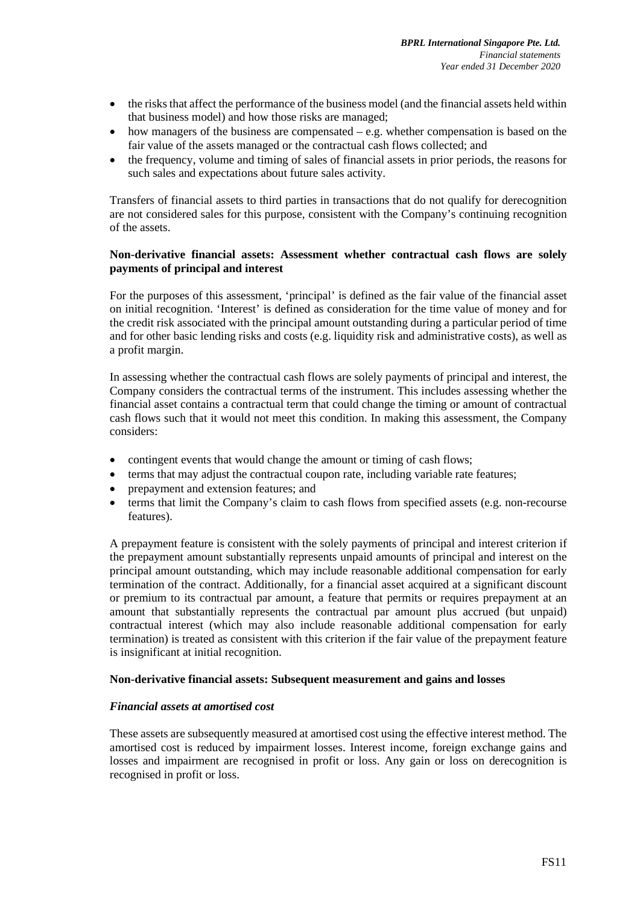- the risks that affect the performance of the business model (and the financial assets held within that business model) and how those risks are managed;
- how managers of the business are compensated – e.g. whether compensation is based on the fair value of the assets managed or the contractual cash flows collected; and
- the frequency, volume and timing of sales of financial assets in prior periods, the reasons for such sales and expectations about future sales activity.

Transfers of financial assets to third parties in transactions that do not qualify for derecognition are not considered sales for this purpose, consistent with the Company's continuing recognition of the assets.

**Non-derivative financial assets: Assessment whether contractual cash flows are solely payments of principal and interest**

For the purposes of this assessment, 'principal' is defined as the fair value of the financial asset on initial recognition. 'Interest' is defined as consideration for the time value of money and for the credit risk associated with the principal amount outstanding during a particular period of time and for other basic lending risks and costs (e.g. liquidity risk and administrative costs), as well as a profit margin.

In assessing whether the contractual cash flows are solely payments of principal and interest, the Company considers the contractual terms of the instrument. This includes assessing whether the financial asset contains a contractual term that could change the timing or amount of contractual cash flows such that it would not meet this condition. In making this assessment, the Company considers:

- contingent events that would change the amount or timing of cash flows;
- terms that may adjust the contractual coupon rate, including variable rate features;
- prepayment and extension features; and
- terms that limit the Company's claim to cash flows from specified assets (e.g. non-recourse features).

A prepayment feature is consistent with the solely payments of principal and interest criterion if the prepayment amount substantially represents unpaid amounts of principal and interest on the principal amount outstanding, which may include reasonable additional compensation for early termination of the contract. Additionally, for a financial asset acquired at a significant discount or premium to its contractual par amount, a feature that permits or requires prepayment at an amount that substantially represents the contractual par amount plus accrued (but unpaid) contractual interest (which may also include reasonable additional compensation for early termination) is treated as consistent with this criterion if the fair value of the prepayment feature is insignificant at initial recognition.

**Non-derivative financial assets: Subsequent measurement and gains and losses**

***Financial assets at amortised cost***

These assets are subsequently measured at amortised cost using the effective interest method. The amortised cost is reduced by impairment losses. Interest income, foreign exchange gains and losses and impairment are recognised in profit or loss. Any gain or loss on derecognition is recognised in profit or loss.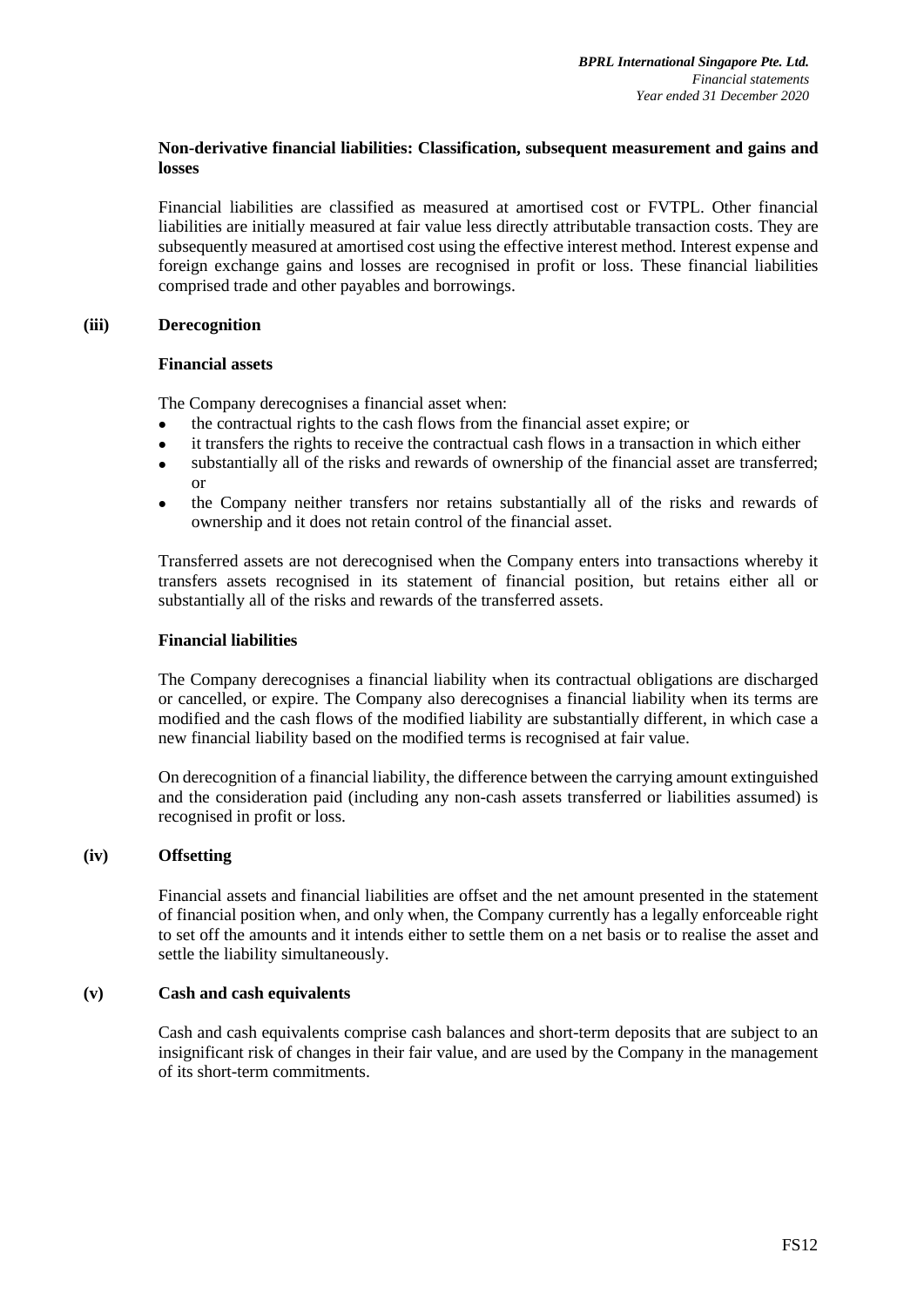**Non-derivative financial liabilities: Classification, subsequent measurement and gains and losses**

Financial liabilities are classified as measured at amortised cost or FVTPL. Other financial liabilities are initially measured at fair value less directly attributable transaction costs. They are subsequently measured at amortised cost using the effective interest method. Interest expense and foreign exchange gains and losses are recognised in profit or loss. These financial liabilities comprised trade and other payables and borrowings.

**(iii) Derecognition**

**Financial assets**

The Company derecognises a financial asset when:

- the contractual rights to the cash flows from the financial asset expire; or
- it transfers the rights to receive the contractual cash flows in a transaction in which either
- substantially all of the risks and rewards of ownership of the financial asset are transferred; or
- the Company neither transfers nor retains substantially all of the risks and rewards of ownership and it does not retain control of the financial asset.

Transferred assets are not derecognised when the Company enters into transactions whereby it transfers assets recognised in its statement of financial position, but retains either all or substantially all of the risks and rewards of the transferred assets.

**Financial liabilities**

The Company derecognises a financial liability when its contractual obligations are discharged or cancelled, or expire. The Company also derecognises a financial liability when its terms are modified and the cash flows of the modified liability are substantially different, in which case a new financial liability based on the modified terms is recognised at fair value.

On derecognition of a financial liability, the difference between the carrying amount extinguished and the consideration paid (including any non-cash assets transferred or liabilities assumed) is recognised in profit or loss.

**(iv) Offsetting**

Financial assets and financial liabilities are offset and the net amount presented in the statement of financial position when, and only when, the Company currently has a legally enforceable right to set off the amounts and it intends either to settle them on a net basis or to realise the asset and settle the liability simultaneously.

**(v) Cash and cash equivalents**

Cash and cash equivalents comprise cash balances and short-term deposits that are subject to an insignificant risk of changes in their fair value, and are used by the Company in the management of its short-term commitments.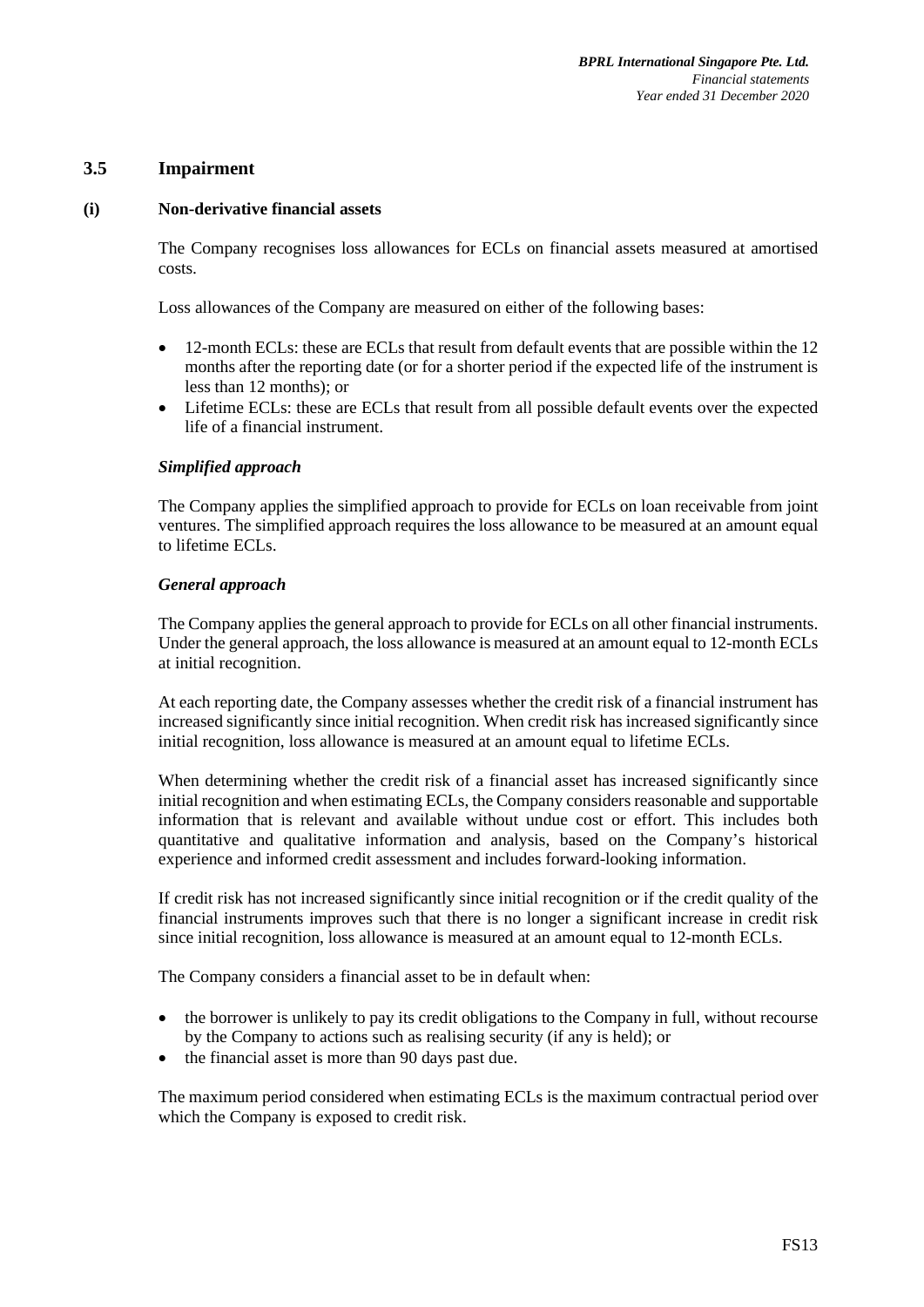## 3.5 Impairment

### (i) Non-derivative financial assets

The Company recognises loss allowances for ECLs on financial assets measured at amortised costs.

Loss allowances of the Company are measured on either of the following bases:

- 12-month ECLs: these are ECLs that result from default events that are possible within the 12 months after the reporting date (or for a shorter period if the expected life of the instrument is less than 12 months); or
- Lifetime ECLs: these are ECLs that result from all possible default events over the expected life of a financial instrument.

***Simplified approach***

The Company applies the simplified approach to provide for ECLs on loan receivable from joint ventures. The simplified approach requires the loss allowance to be measured at an amount equal to lifetime ECLs.

***General approach***

The Company applies the general approach to provide for ECLs on all other financial instruments. Under the general approach, the loss allowance is measured at an amount equal to 12-month ECLs at initial recognition.

At each reporting date, the Company assesses whether the credit risk of a financial instrument has increased significantly since initial recognition. When credit risk has increased significantly since initial recognition, loss allowance is measured at an amount equal to lifetime ECLs.

When determining whether the credit risk of a financial asset has increased significantly since initial recognition and when estimating ECLs, the Company considers reasonable and supportable information that is relevant and available without undue cost or effort. This includes both quantitative and qualitative information and analysis, based on the Company's historical experience and informed credit assessment and includes forward-looking information.

If credit risk has not increased significantly since initial recognition or if the credit quality of the financial instruments improves such that there is no longer a significant increase in credit risk since initial recognition, loss allowance is measured at an amount equal to 12-month ECLs.

The Company considers a financial asset to be in default when:

- the borrower is unlikely to pay its credit obligations to the Company in full, without recourse by the Company to actions such as realising security (if any is held); or
- the financial asset is more than 90 days past due.

The maximum period considered when estimating ECLs is the maximum contractual period over which the Company is exposed to credit risk.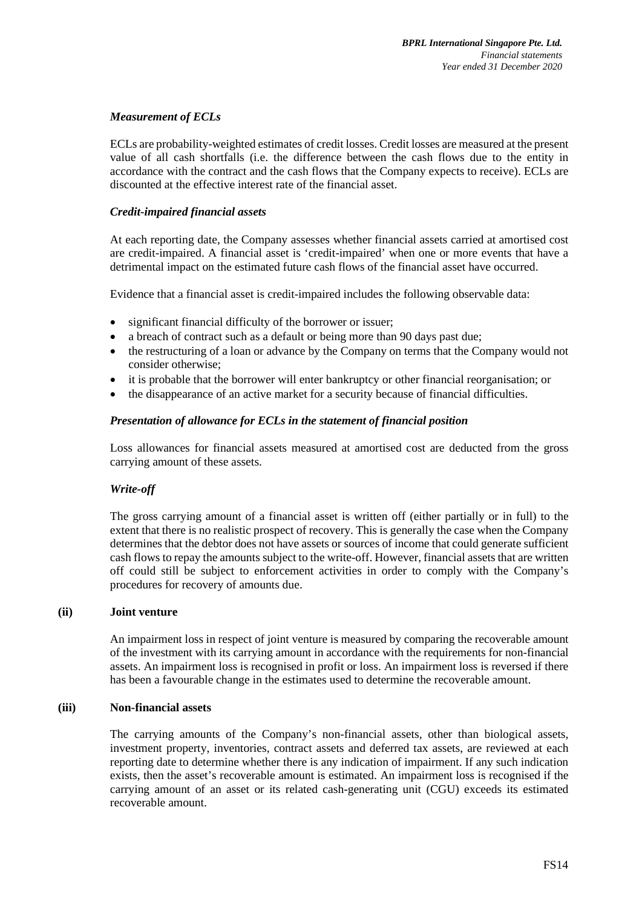### *Measurement of ECLs*

ECLs are probability-weighted estimates of credit losses. Credit losses are measured at the present value of all cash shortfalls (i.e. the difference between the cash flows due to the entity in accordance with the contract and the cash flows that the Company expects to receive). ECLs are discounted at the effective interest rate of the financial asset.

### *Credit-impaired financial assets*

At each reporting date, the Company assesses whether financial assets carried at amortised cost are credit-impaired. A financial asset is 'credit-impaired' when one or more events that have a detrimental impact on the estimated future cash flows of the financial asset have occurred.

Evidence that a financial asset is credit-impaired includes the following observable data:

- significant financial difficulty of the borrower or issuer;
- a breach of contract such as a default or being more than 90 days past due;
- the restructuring of a loan or advance by the Company on terms that the Company would not consider otherwise;
- it is probable that the borrower will enter bankruptcy or other financial reorganisation; or
- the disappearance of an active market for a security because of financial difficulties.

### *Presentation of allowance for ECLs in the statement of financial position*

Loss allowances for financial assets measured at amortised cost are deducted from the gross carrying amount of these assets.

### *Write-off*

The gross carrying amount of a financial asset is written off (either partially or in full) to the extent that there is no realistic prospect of recovery. This is generally the case when the Company determines that the debtor does not have assets or sources of income that could generate sufficient cash flows to repay the amounts subject to the write-off. However, financial assets that are written off could still be subject to enforcement activities in order to comply with the Company's procedures for recovery of amounts due.

#### (ii) Joint venture

An impairment loss in respect of joint venture is measured by comparing the recoverable amount of the investment with its carrying amount in accordance with the requirements for non-financial assets. An impairment loss is recognised in profit or loss. An impairment loss is reversed if there has been a favourable change in the estimates used to determine the recoverable amount.

#### (iii) Non-financial assets

The carrying amounts of the Company's non-financial assets, other than biological assets, investment property, inventories, contract assets and deferred tax assets, are reviewed at each reporting date to determine whether there is any indication of impairment. If any such indication exists, then the asset's recoverable amount is estimated. An impairment loss is recognised if the carrying amount of an asset or its related cash-generating unit (CGU) exceeds its estimated recoverable amount.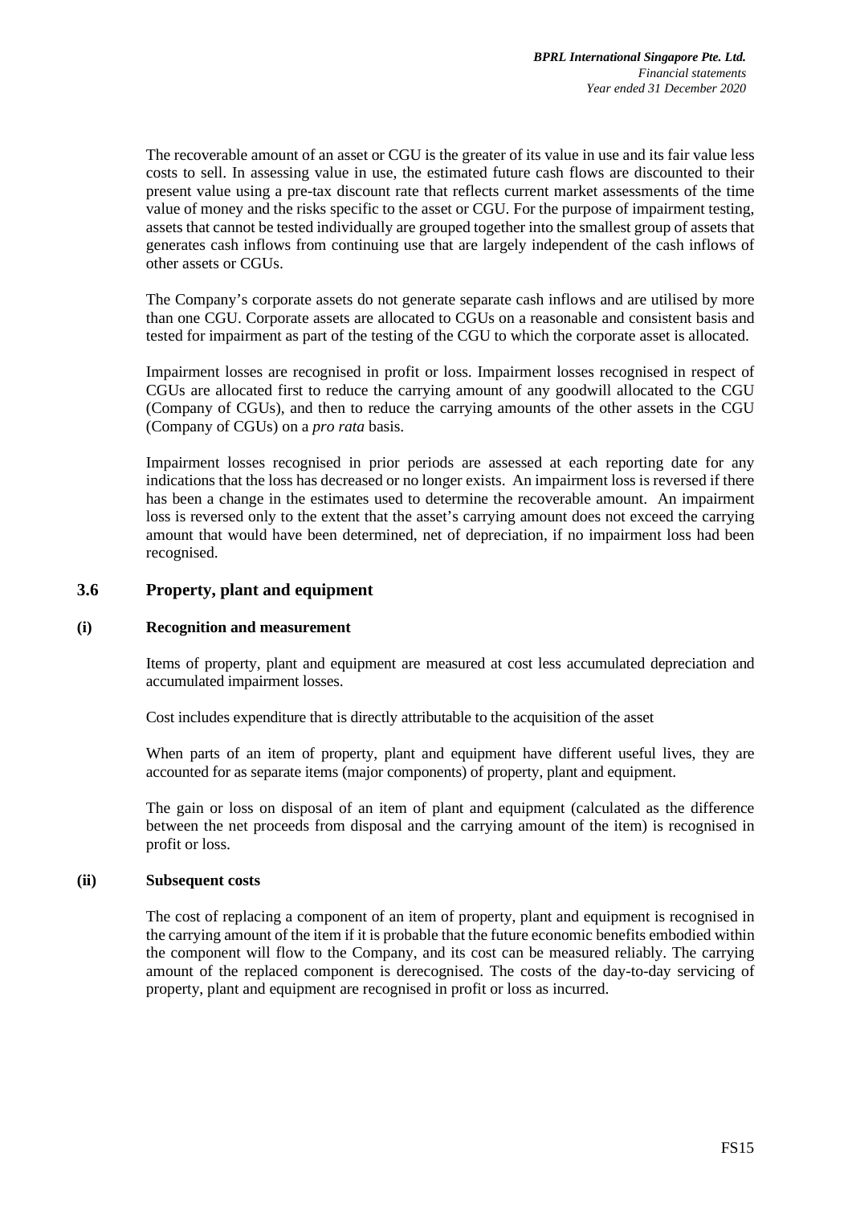The recoverable amount of an asset or CGU is the greater of its value in use and its fair value less costs to sell. In assessing value in use, the estimated future cash flows are discounted to their present value using a pre-tax discount rate that reflects current market assessments of the time value of money and the risks specific to the asset or CGU. For the purpose of impairment testing, assets that cannot be tested individually are grouped together into the smallest group of assets that generates cash inflows from continuing use that are largely independent of the cash inflows of other assets or CGUs.

The Company's corporate assets do not generate separate cash inflows and are utilised by more than one CGU. Corporate assets are allocated to CGUs on a reasonable and consistent basis and tested for impairment as part of the testing of the CGU to which the corporate asset is allocated.

Impairment losses are recognised in profit or loss. Impairment losses recognised in respect of CGUs are allocated first to reduce the carrying amount of any goodwill allocated to the CGU (Company of CGUs), and then to reduce the carrying amounts of the other assets in the CGU (Company of CGUs) on a *pro rata* basis.

Impairment losses recognised in prior periods are assessed at each reporting date for any indications that the loss has decreased or no longer exists. An impairment loss is reversed if there has been a change in the estimates used to determine the recoverable amount. An impairment loss is reversed only to the extent that the asset's carrying amount does not exceed the carrying amount that would have been determined, net of depreciation, if no impairment loss had been recognised.

## 3.6 Property, plant and equipment

### (i) Recognition and measurement

Items of property, plant and equipment are measured at cost less accumulated depreciation and accumulated impairment losses.

Cost includes expenditure that is directly attributable to the acquisition of the asset

When parts of an item of property, plant and equipment have different useful lives, they are accounted for as separate items (major components) of property, plant and equipment.

The gain or loss on disposal of an item of plant and equipment (calculated as the difference between the net proceeds from disposal and the carrying amount of the item) is recognised in profit or loss.

### (ii) Subsequent costs

The cost of replacing a component of an item of property, plant and equipment is recognised in the carrying amount of the item if it is probable that the future economic benefits embodied within the component will flow to the Company, and its cost can be measured reliably. The carrying amount of the replaced component is derecognised. The costs of the day-to-day servicing of property, plant and equipment are recognised in profit or loss as incurred.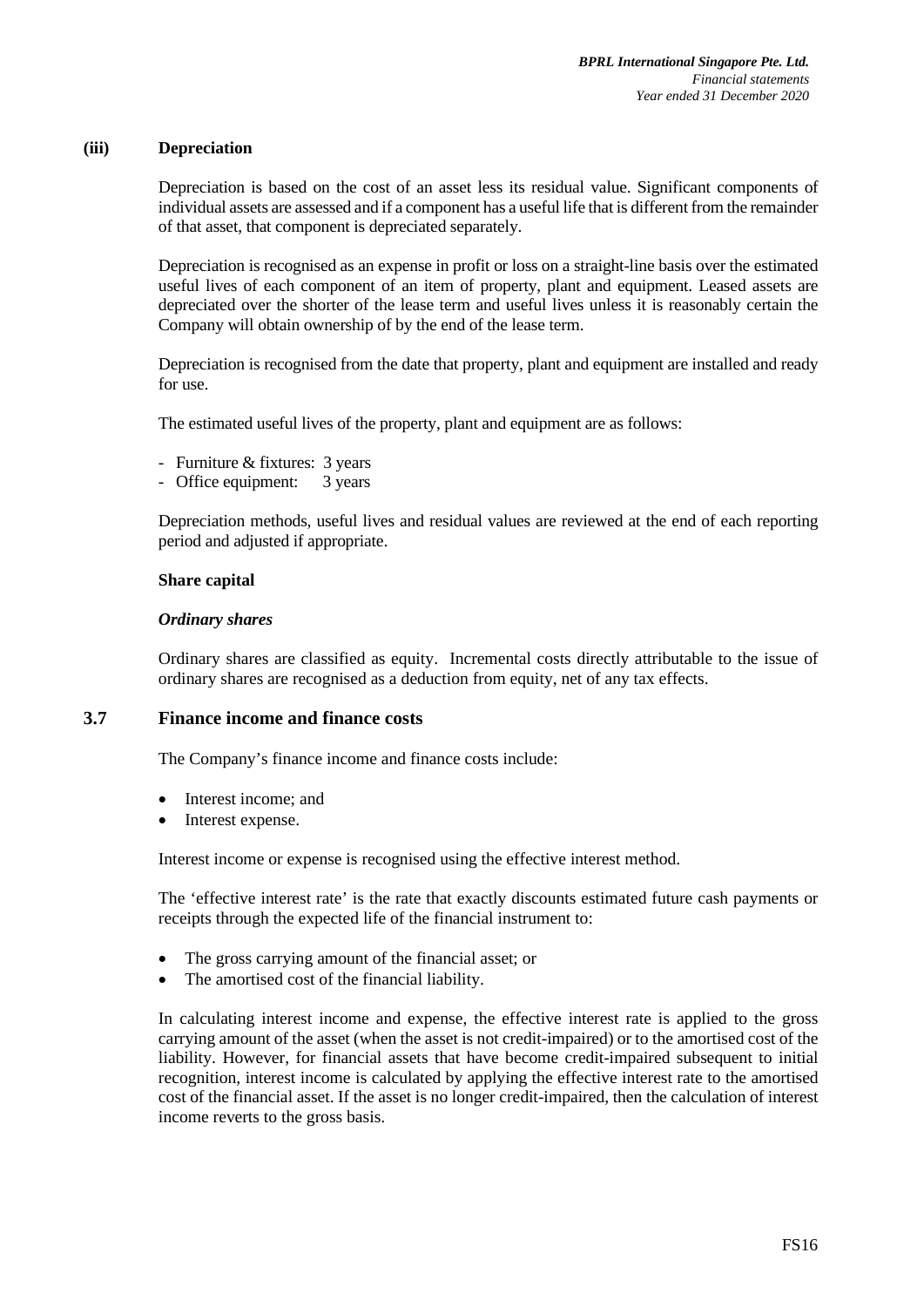### (iii) Depreciation

Depreciation is based on the cost of an asset less its residual value. Significant components of individual assets are assessed and if a component has a useful life that is different from the remainder of that asset, that component is depreciated separately.

Depreciation is recognised as an expense in profit or loss on a straight-line basis over the estimated useful lives of each component of an item of property, plant and equipment. Leased assets are depreciated over the shorter of the lease term and useful lives unless it is reasonably certain the Company will obtain ownership of by the end of the lease term.

Depreciation is recognised from the date that property, plant and equipment are installed and ready for use.

The estimated useful lives of the property, plant and equipment are as follows:

- Furniture & fixtures: 3 years
- Office equipment: 3 years

Depreciation methods, useful lives and residual values are reviewed at the end of each reporting period and adjusted if appropriate.

**Share capital**

***Ordinary shares***

Ordinary shares are classified as equity. Incremental costs directly attributable to the issue of ordinary shares are recognised as a deduction from equity, net of any tax effects.

## 3.7 Finance income and finance costs

The Company's finance income and finance costs include:

- Interest income; and
- Interest expense.

Interest income or expense is recognised using the effective interest method.

The 'effective interest rate' is the rate that exactly discounts estimated future cash payments or receipts through the expected life of the financial instrument to:

- The gross carrying amount of the financial asset; or
- The amortised cost of the financial liability.

In calculating interest income and expense, the effective interest rate is applied to the gross carrying amount of the asset (when the asset is not credit-impaired) or to the amortised cost of the liability. However, for financial assets that have become credit-impaired subsequent to initial recognition, interest income is calculated by applying the effective interest rate to the amortised cost of the financial asset. If the asset is no longer credit-impaired, then the calculation of interest income reverts to the gross basis.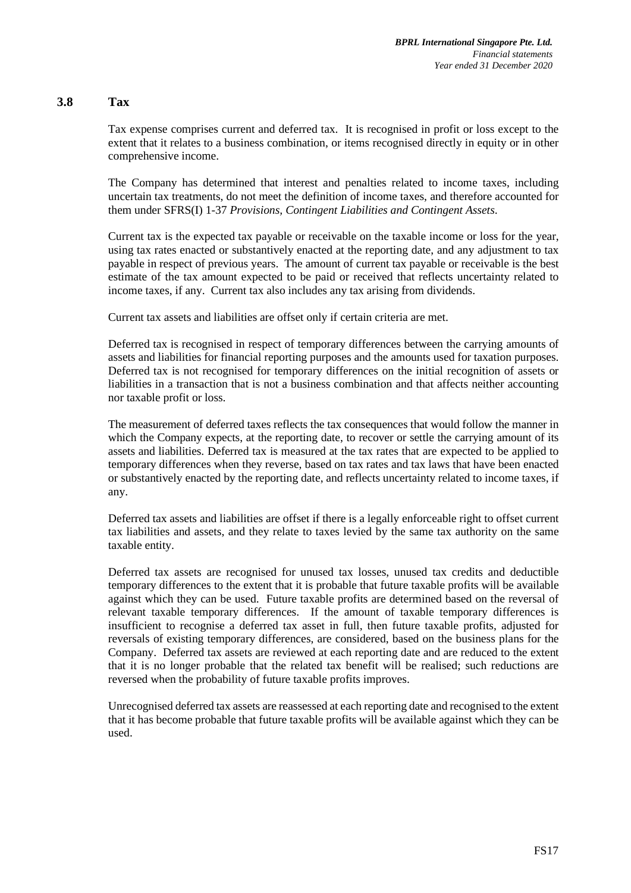### 3.8 Tax

Tax expense comprises current and deferred tax. It is recognised in profit or loss except to the extent that it relates to a business combination, or items recognised directly in equity or in other comprehensive income.

The Company has determined that interest and penalties related to income taxes, including uncertain tax treatments, do not meet the definition of income taxes, and therefore accounted for them under SFRS(I) 1-37 *Provisions, Contingent Liabilities and Contingent Assets*.

Current tax is the expected tax payable or receivable on the taxable income or loss for the year, using tax rates enacted or substantively enacted at the reporting date, and any adjustment to tax payable in respect of previous years. The amount of current tax payable or receivable is the best estimate of the tax amount expected to be paid or received that reflects uncertainty related to income taxes, if any. Current tax also includes any tax arising from dividends.

Current tax assets and liabilities are offset only if certain criteria are met.

Deferred tax is recognised in respect of temporary differences between the carrying amounts of assets and liabilities for financial reporting purposes and the amounts used for taxation purposes. Deferred tax is not recognised for temporary differences on the initial recognition of assets or liabilities in a transaction that is not a business combination and that affects neither accounting nor taxable profit or loss.

The measurement of deferred taxes reflects the tax consequences that would follow the manner in which the Company expects, at the reporting date, to recover or settle the carrying amount of its assets and liabilities. Deferred tax is measured at the tax rates that are expected to be applied to temporary differences when they reverse, based on tax rates and tax laws that have been enacted or substantively enacted by the reporting date, and reflects uncertainty related to income taxes, if any.

Deferred tax assets and liabilities are offset if there is a legally enforceable right to offset current tax liabilities and assets, and they relate to taxes levied by the same tax authority on the same taxable entity.

Deferred tax assets are recognised for unused tax losses, unused tax credits and deductible temporary differences to the extent that it is probable that future taxable profits will be available against which they can be used. Future taxable profits are determined based on the reversal of relevant taxable temporary differences. If the amount of taxable temporary differences is insufficient to recognise a deferred tax asset in full, then future taxable profits, adjusted for reversals of existing temporary differences, are considered, based on the business plans for the Company. Deferred tax assets are reviewed at each reporting date and are reduced to the extent that it is no longer probable that the related tax benefit will be realised; such reductions are reversed when the probability of future taxable profits improves.

Unrecognised deferred tax assets are reassessed at each reporting date and recognised to the extent that it has become probable that future taxable profits will be available against which they can be used.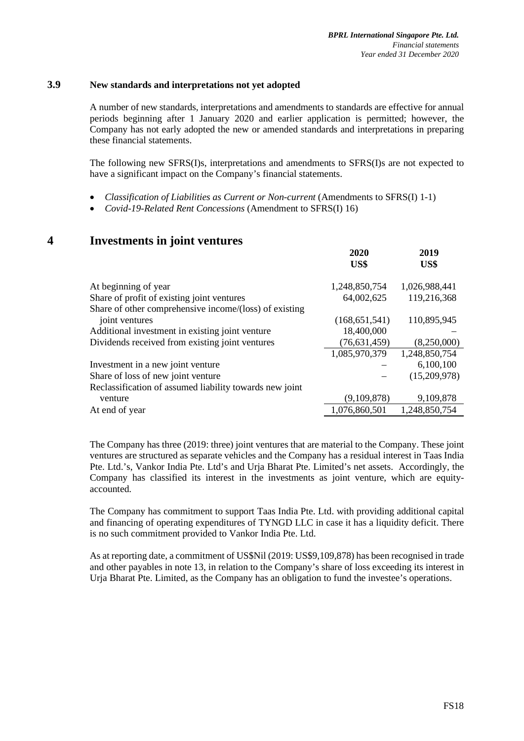### 3.9 New standards and interpretations not yet adopted

A number of new standards, interpretations and amendments to standards are effective for annual periods beginning after 1 January 2020 and earlier application is permitted; however, the Company has not early adopted the new or amended standards and interpretations in preparing these financial statements.

The following new SFRS(I)s, interpretations and amendments to SFRS(I)s are not expected to have a significant impact on the Company's financial statements.

- *Classification of Liabilities as Current or Non-current* (Amendments to SFRS(I) 1-1)
- *Covid-19-Related Rent Concessions* (Amendment to SFRS(I) 16)

# 4 Investments in joint ventures

| | 2020 US$ | 2019 US$ |
|---|---|---|
| At beginning of year | 1,248,850,754 | 1,026,988,441 |
| Share of profit of existing joint ventures | 64,002,625 | 119,216,368 |
| Share of other comprehensive income/(loss) of existing joint ventures | (168,651,541) | 110,895,945 |
| Additional investment in existing joint venture | 18,400,000 | – |
| Dividends received from existing joint ventures | (76,631,459) | (8,250,000) |
| | 1,085,970,379 | 1,248,850,754 |
| Investment in a new joint venture | – | 6,100,100 |
| Share of loss of new joint venture | – | (15,209,978) |
| Reclassification of assumed liability towards new joint venture | (9,109,878) | 9,109,878 |
| At end of year | 1,076,860,501 | 1,248,850,754 |

The Company has three (2019: three) joint ventures that are material to the Company. These joint ventures are structured as separate vehicles and the Company has a residual interest in Taas India Pte. Ltd.'s, Vankor India Pte. Ltd's and Urja Bharat Pte. Limited's net assets. Accordingly, the Company has classified its interest in the investments as joint venture, which are equity-accounted.

The Company has commitment to support Taas India Pte. Ltd. with providing additional capital and financing of operating expenditures of TYNGD LLC in case it has a liquidity deficit. There is no such commitment provided to Vankor India Pte. Ltd.

As at reporting date, a commitment of US$Nil (2019: US$9,109,878) has been recognised in trade and other payables in note 13, in relation to the Company's share of loss exceeding its interest in Urja Bharat Pte. Limited, as the Company has an obligation to fund the investee's operations.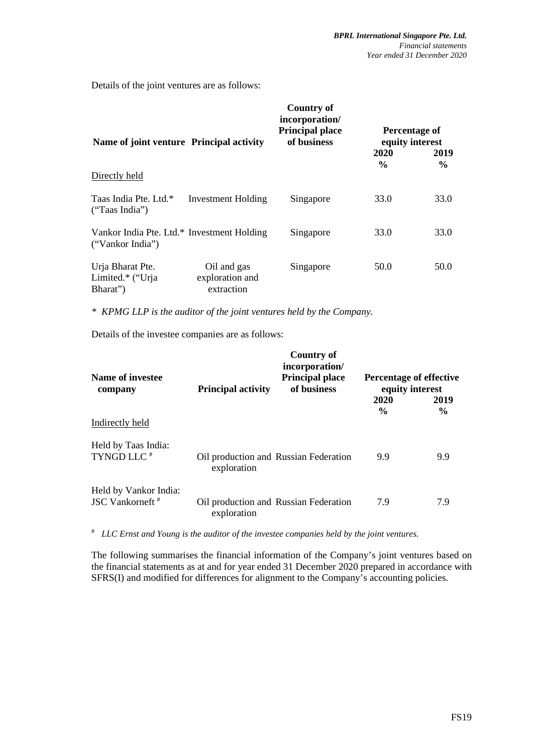Details of the joint ventures are as follows:

| Name of joint venture | Principal activity | Country of incorporation/ Principal place of business | Percentage of equity interest | |
|---|---|---|---|---|
| | | | 2020 | 2019 |
| | | | % | % |
| Directly held | | | | |
| Taas India Pte. Ltd.* ("Taas India") | Investment Holding | Singapore | 33.0 | 33.0 |
| Vankor India Pte. Ltd.* ("Vankor India") | Investment Holding | Singapore | 33.0 | 33.0 |
| Urja Bharat Pte. Limited.* ("Urja Bharat") | Oil and gas exploration and extraction | Singapore | 50.0 | 50.0 |

*\* KPMG LLP is the auditor of the joint ventures held by the Company.*

Details of the investee companies are as follows:

| Name of investee company | Principal activity | Country of incorporation/ Principal place of business | Percentage of effective equity interest | |
|---|---|---|---|---|
| | | | 2020 | 2019 |
| | | | % | % |
| Indirectly held | | | | |
| Held by Taas India: TYNGD LLC # | Oil production and exploration | Russian Federation | 9.9 | 9.9 |
| Held by Vankor India: JSC Vankorneft # | Oil production and exploration | Russian Federation | 7.9 | 7.9 |

*# LLC Ernst and Young is the auditor of the investee companies held by the joint ventures.*

The following summarises the financial information of the Company's joint ventures based on the financial statements as at and for year ended 31 December 2020 prepared in accordance with SFRS(I) and modified for differences for alignment to the Company's accounting policies.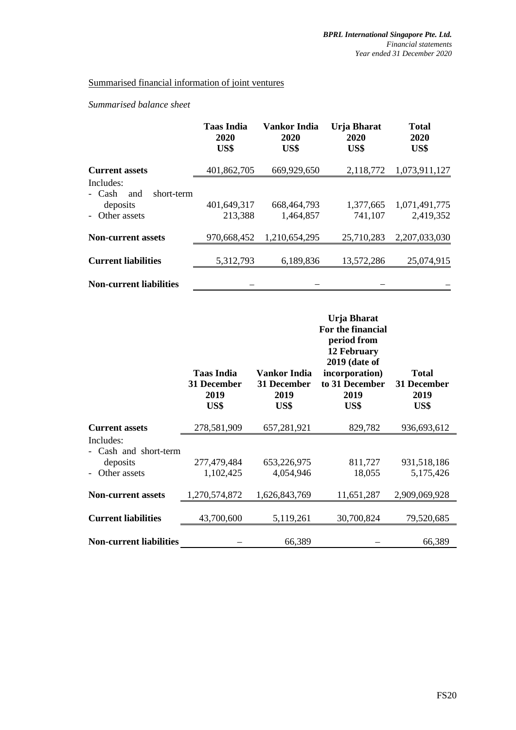Summarised financial information of joint ventures

*Summarised balance sheet*

| | Taas India 2020 US$ | Vankor India 2020 US$ | Urja Bharat 2020 US$ | Total 2020 US$ |
|---|---|---|---|---|
| **Current assets** | 401,862,705 | 669,929,650 | 2,118,772 | 1,073,911,127 |
| Includes: | | | | |
| - Cash and short-term deposits | 401,649,317 | 668,464,793 | 1,377,665 | 1,071,491,775 |
| - Other assets | 213,388 | 1,464,857 | 741,107 | 2,419,352 |
| **Non-current assets** | 970,668,452 | 1,210,654,295 | 25,710,283 | 2,207,033,030 |
| **Current liabilities** | 5,312,793 | 6,189,836 | 13,572,286 | 25,074,915 |
| **Non-current liabilities** | – | – | – | – |

| | Taas India 31 December 2019 US$ | Vankor India 31 December 2019 US$ | Urja Bharat For the financial period from 12 February 2019 (date of incorporation) to 31 December 2019 US$ | Total 31 December 2019 US$ |
|---|---|---|---|---|
| **Current assets** | 278,581,909 | 657,281,921 | 829,782 | 936,693,612 |
| Includes: | | | | |
| - Cash and short-term deposits | 277,479,484 | 653,226,975 | 811,727 | 931,518,186 |
| - Other assets | 1,102,425 | 4,054,946 | 18,055 | 5,175,426 |
| **Non-current assets** | 1,270,574,872 | 1,626,843,769 | 11,651,287 | 2,909,069,928 |
| **Current liabilities** | 43,700,600 | 5,119,261 | 30,700,824 | 79,520,685 |
| **Non-current liabilities** | – | 66,389 | – | 66,389 |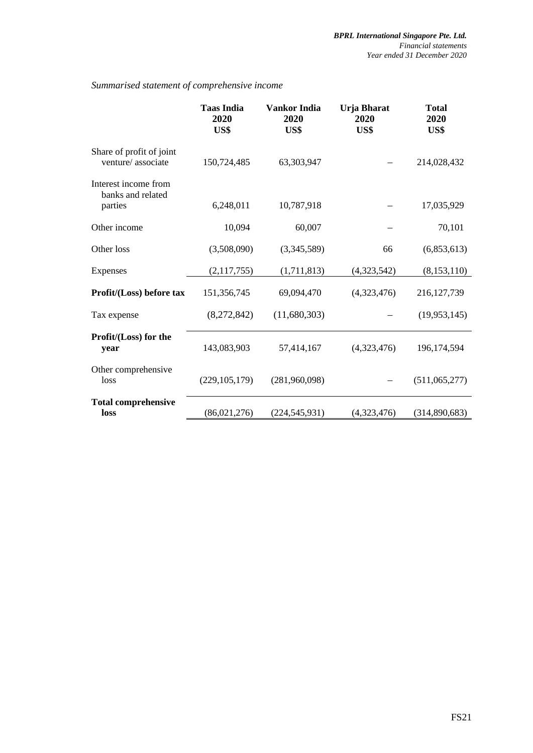*Summarised statement of comprehensive income*

| | Taas India 2020 US$ | Vankor India 2020 US$ | Urja Bharat 2020 US$ | Total 2020 US$ |
|---|---|---|---|---|
| Share of profit of joint venture/ associate | 150,724,485 | 63,303,947 | – | 214,028,432 |
| Interest income from banks and related parties | 6,248,011 | 10,787,918 | – | 17,035,929 |
| Other income | 10,094 | 60,007 | – | 70,101 |
| Other loss | (3,508,090) | (3,345,589) | 66 | (6,853,613) |
| Expenses | (2,117,755) | (1,711,813) | (4,323,542) | (8,153,110) |
| **Profit/(Loss) before tax** | 151,356,745 | 69,094,470 | (4,323,476) | 216,127,739 |
| Tax expense | (8,272,842) | (11,680,303) | – | (19,953,145) |
| **Profit/(Loss) for the year** | 143,083,903 | 57,414,167 | (4,323,476) | 196,174,594 |
| Other comprehensive loss | (229,105,179) | (281,960,098) | – | (511,065,277) |
| **Total comprehensive loss** | (86,021,276) | (224,545,931) | (4,323,476) | (314,890,683) |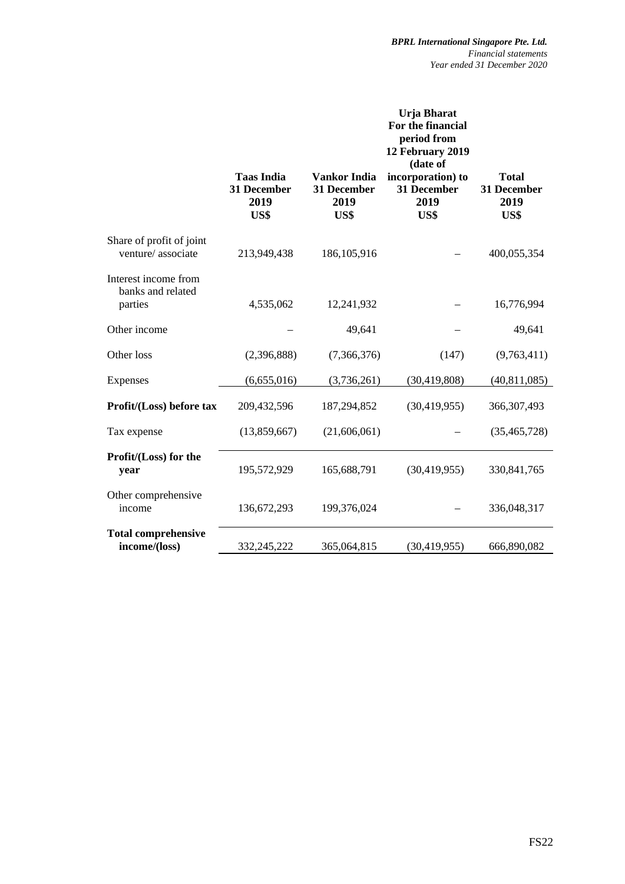| | Taas India 31 December 2019 US$ | Vankor India 31 December 2019 US$ | Urja Bharat For the financial period from 12 February 2019 (date of incorporation) to 31 December 2019 US$ | Total 31 December 2019 US$ |
|---|---|---|---|---|
| Share of profit of joint venture/ associate | 213,949,438 | 186,105,916 | – | 400,055,354 |
| Interest income from banks and related parties | 4,535,062 | 12,241,932 | – | 16,776,994 |
| Other income | – | 49,641 | – | 49,641 |
| Other loss | (2,396,888) | (7,366,376) | (147) | (9,763,411) |
| Expenses | (6,655,016) | (3,736,261) | (30,419,808) | (40,811,085) |
| **Profit/(Loss) before tax** | 209,432,596 | 187,294,852 | (30,419,955) | 366,307,493 |
| Tax expense | (13,859,667) | (21,606,061) | – | (35,465,728) |
| **Profit/(Loss) for the year** | 195,572,929 | 165,688,791 | (30,419,955) | 330,841,765 |
| Other comprehensive income | 136,672,293 | 199,376,024 | – | 336,048,317 |
| **Total comprehensive income/(loss)** | 332,245,222 | 365,064,815 | (30,419,955) | 666,890,082 |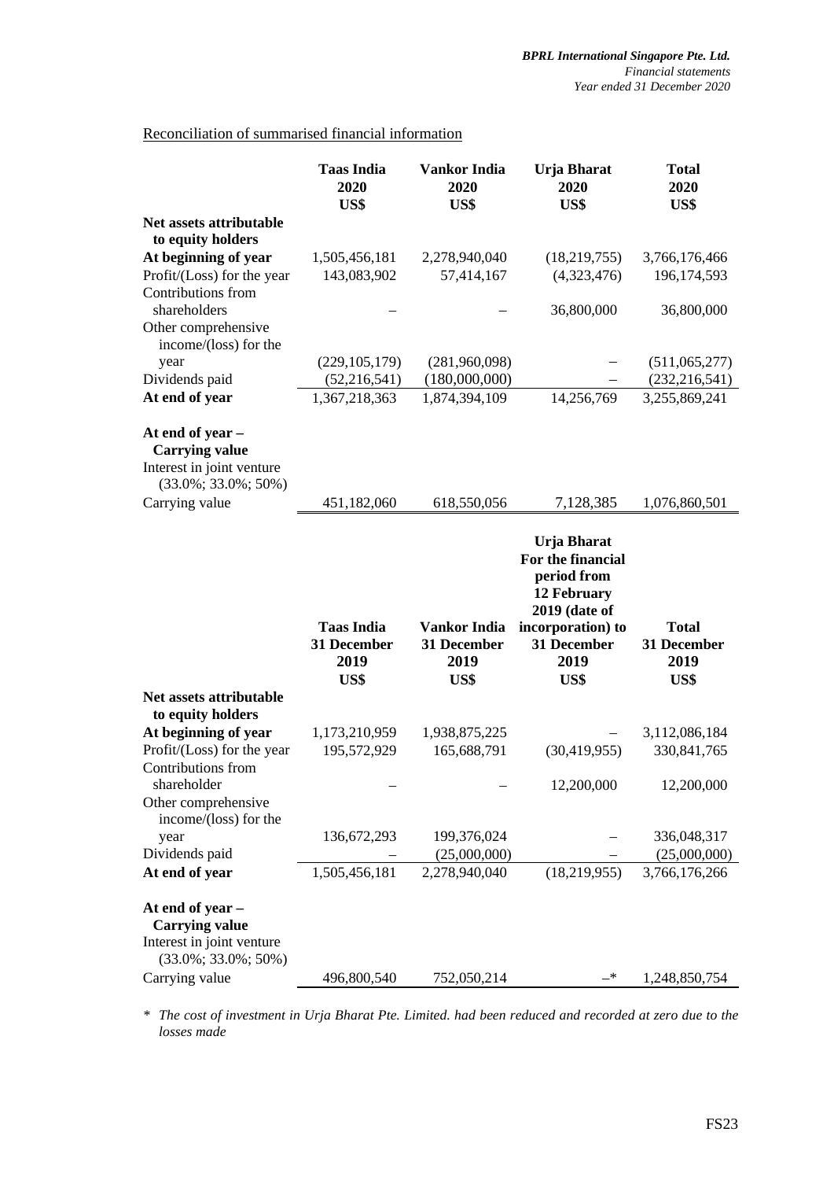Reconciliation of summarised financial information

| | Taas India 2020 US$ | Vankor India 2020 US$ | Urja Bharat 2020 US$ | Total 2020 US$ |
|---|---|---|---|---|
| **Net assets attributable to equity holders** | | | | |
| **At beginning of year** | 1,505,456,181 | 2,278,940,040 | (18,219,755) | 3,766,176,466 |
| Profit/(Loss) for the year | 143,083,902 | 57,414,167 | (4,323,476) | 196,174,593 |
| Contributions from shareholders | – | – | 36,800,000 | 36,800,000 |
| Other comprehensive income/(loss) for the year | (229,105,179) | (281,960,098) | – | (511,065,277) |
| Dividends paid | (52,216,541) | (180,000,000) | – | (232,216,541) |
| **At end of year** | 1,367,218,363 | 1,874,394,109 | 14,256,769 | 3,255,869,241 |
| **At end of year – Carrying value** | | | | |
| Interest in joint venture (33.0%; 33.0%; 50%) | | | | |
| Carrying value | 451,182,060 | 618,550,056 | 7,128,385 | 1,076,860,501 |

| | Taas India 31 December 2019 US$ | Vankor India 31 December 2019 US$ | Urja Bharat For the financial period from 12 February 2019 (date of incorporation) to 31 December 2019 US$ | Total 31 December 2019 US$ |
|---|---|---|---|---|
| **Net assets attributable to equity holders** | | | | |
| **At beginning of year** | 1,173,210,959 | 1,938,875,225 | – | 3,112,086,184 |
| Profit/(Loss) for the year | 195,572,929 | 165,688,791 | (30,419,955) | 330,841,765 |
| Contributions from shareholder | – | – | 12,200,000 | 12,200,000 |
| Other comprehensive income/(loss) for the year | 136,672,293 | 199,376,024 | – | 336,048,317 |
| Dividends paid | – | (25,000,000) | – | (25,000,000) |
| **At end of year** | 1,505,456,181 | 2,278,940,040 | (18,219,955) | 3,766,176,266 |
| **At end of year – Carrying value** | | | | |
| Interest in joint venture (33.0%; 33.0%; 50%) | | | | |
| Carrying value | 496,800,540 | 752,050,214 | –* | 1,248,850,754 |

\* *The cost of investment in Urja Bharat Pte. Limited. had been reduced and recorded at zero due to the losses made*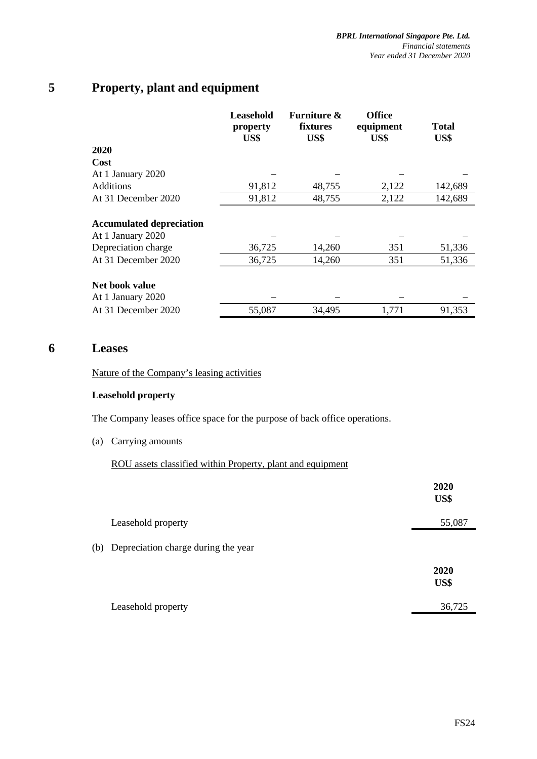# 5 Property, plant and equipment

| | Leasehold property US$ | Furniture & fixtures US$ | Office equipment US$ | Total US$ |
|---|---|---|---|---|
| **2020** | | | | |
| **Cost** | | | | |
| At 1 January 2020 | – | – | – | – |
| Additions | 91,812 | 48,755 | 2,122 | 142,689 |
| At 31 December 2020 | 91,812 | 48,755 | 2,122 | 142,689 |
| | | | | |
| **Accumulated depreciation** | | | | |
| At 1 January 2020 | – | – | – | – |
| Depreciation charge | 36,725 | 14,260 | 351 | 51,336 |
| At 31 December 2020 | 36,725 | 14,260 | 351 | 51,336 |
| | | | | |
| **Net book value** | | | | |
| At 1 January 2020 | – | – | – | – |
| At 31 December 2020 | 55,087 | 34,495 | 1,771 | 91,353 |

# 6 Leases

Nature of the Company's leasing activities

**Leasehold property**

The Company leases office space for the purpose of back office operations.

(a) Carrying amounts

ROU assets classified within Property, plant and equipment

| | 2020 US$ |
|---|---|
| Leasehold property | 55,087 |

(b) Depreciation charge during the year

| | 2020 US$ |
|---|---|
| Leasehold property | 36,725 |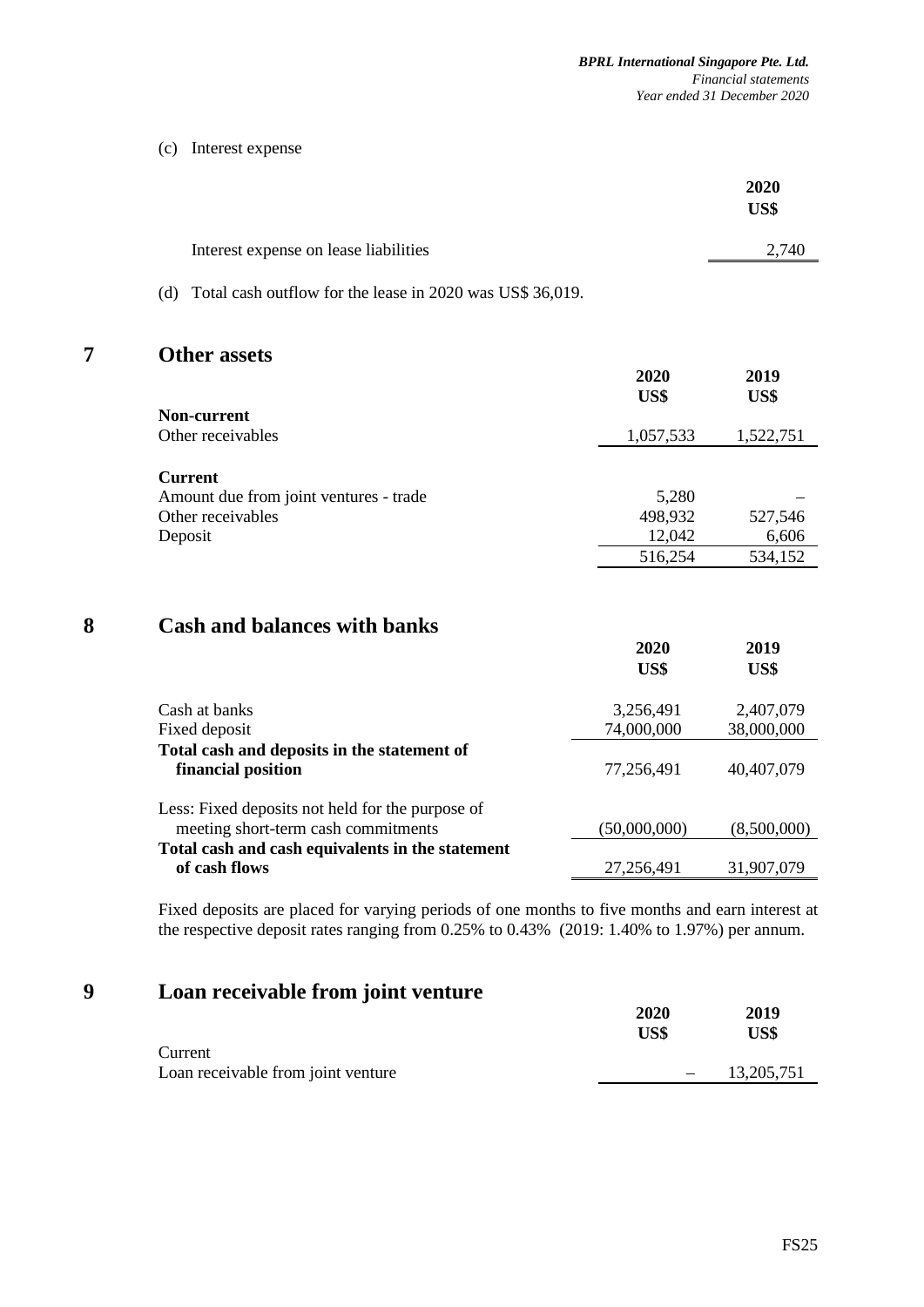(c) Interest expense

| | 2020 US$ |
|---|---|
| Interest expense on lease liabilities | 2,740 |

(d) Total cash outflow for the lease in 2020 was US$ 36,019.

## 7 Other assets

| | 2020 US$ | 2019 US$ |
|---|---|---|
| **Non-current** | | |
| Other receivables | 1,057,533 | 1,522,751 |
| | | |
| **Current** | | |
| Amount due from joint ventures - trade | 5,280 | – |
| Other receivables | 498,932 | 527,546 |
| Deposit | 12,042 | 6,606 |
| | 516,254 | 534,152 |

## 8 Cash and balances with banks

| | 2020 US$ | 2019 US$ |
|---|---|---|
| Cash at banks | 3,256,491 | 2,407,079 |
| Fixed deposit | 74,000,000 | 38,000,000 |
| **Total cash and deposits in the statement of financial position** | 77,256,491 | 40,407,079 |
| | | |
| Less: Fixed deposits not held for the purpose of meeting short-term cash commitments | (50,000,000) | (8,500,000) |
| **Total cash and cash equivalents in the statement of cash flows** | 27,256,491 | 31,907,079 |

Fixed deposits are placed for varying periods of one months to five months and earn interest at the respective deposit rates ranging from 0.25% to 0.43% (2019: 1.40% to 1.97%) per annum.

## 9 Loan receivable from joint venture

| | 2020 US$ | 2019 US$ |
|---|---|---|
| Current | | |
| Loan receivable from joint venture | – | 13,205,751 |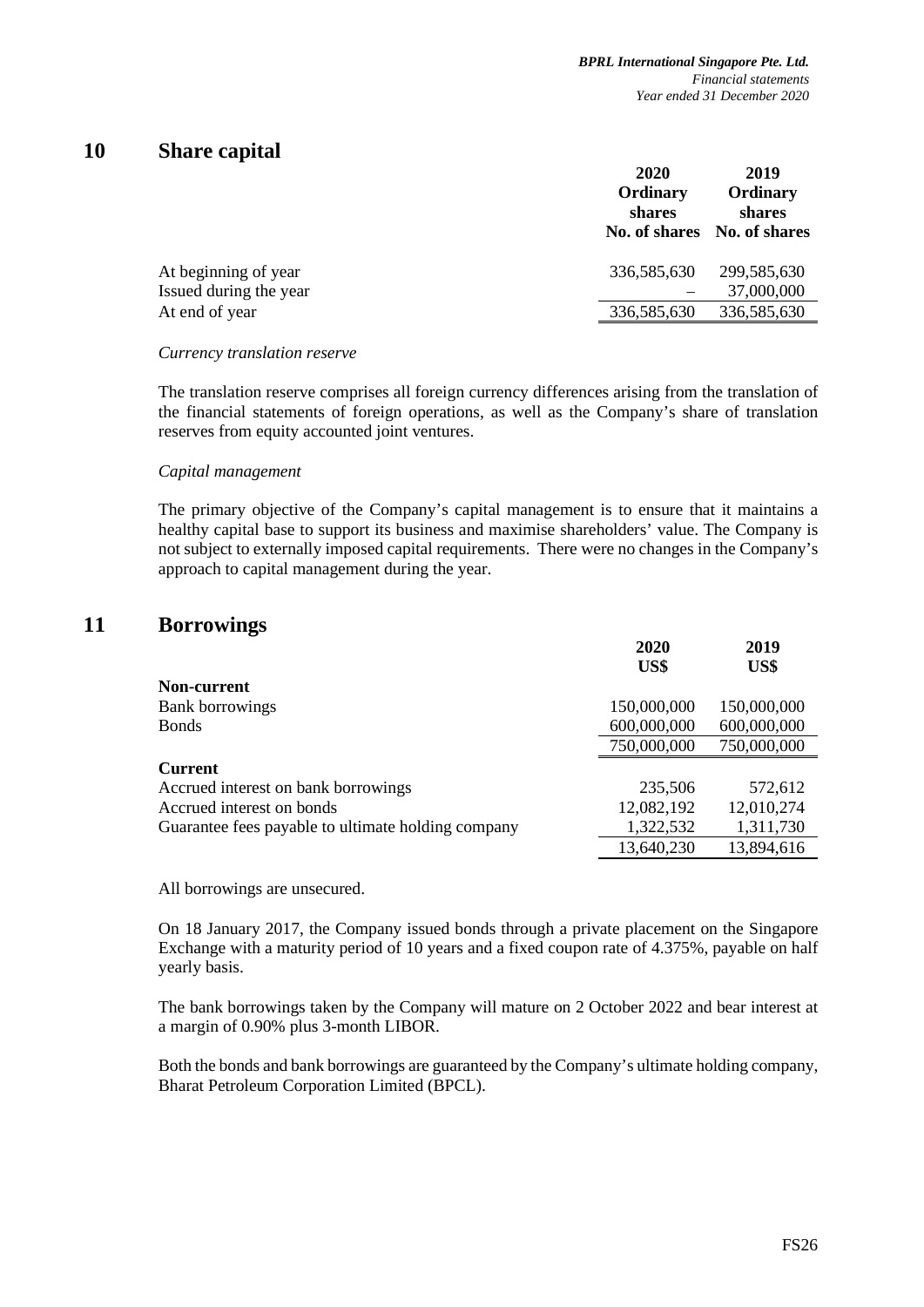## 10 Share capital

| | 2020 Ordinary shares No. of shares | 2019 Ordinary shares No. of shares |
|---|---|---|
| At beginning of year | 336,585,630 | 299,585,630 |
| Issued during the year | – | 37,000,000 |
| At end of year | 336,585,630 | 336,585,630 |

*Currency translation reserve*

The translation reserve comprises all foreign currency differences arising from the translation of the financial statements of foreign operations, as well as the Company's share of translation reserves from equity accounted joint ventures.

*Capital management*

The primary objective of the Company's capital management is to ensure that it maintains a healthy capital base to support its business and maximise shareholders' value. The Company is not subject to externally imposed capital requirements. There were no changes in the Company's approach to capital management during the year.

## 11 Borrowings

| | 2020 US$ | 2019 US$ |
|---|---|---|
| **Non-current** | | |
| Bank borrowings | 150,000,000 | 150,000,000 |
| Bonds | 600,000,000 | 600,000,000 |
| | 750,000,000 | 750,000,000 |
| **Current** | | |
| Accrued interest on bank borrowings | 235,506 | 572,612 |
| Accrued interest on bonds | 12,082,192 | 12,010,274 |
| Guarantee fees payable to ultimate holding company | 1,322,532 | 1,311,730 |
| | 13,640,230 | 13,894,616 |

All borrowings are unsecured.

On 18 January 2017, the Company issued bonds through a private placement on the Singapore Exchange with a maturity period of 10 years and a fixed coupon rate of 4.375%, payable on half yearly basis.

The bank borrowings taken by the Company will mature on 2 October 2022 and bear interest at a margin of 0.90% plus 3-month LIBOR.

Both the bonds and bank borrowings are guaranteed by the Company's ultimate holding company, Bharat Petroleum Corporation Limited (BPCL).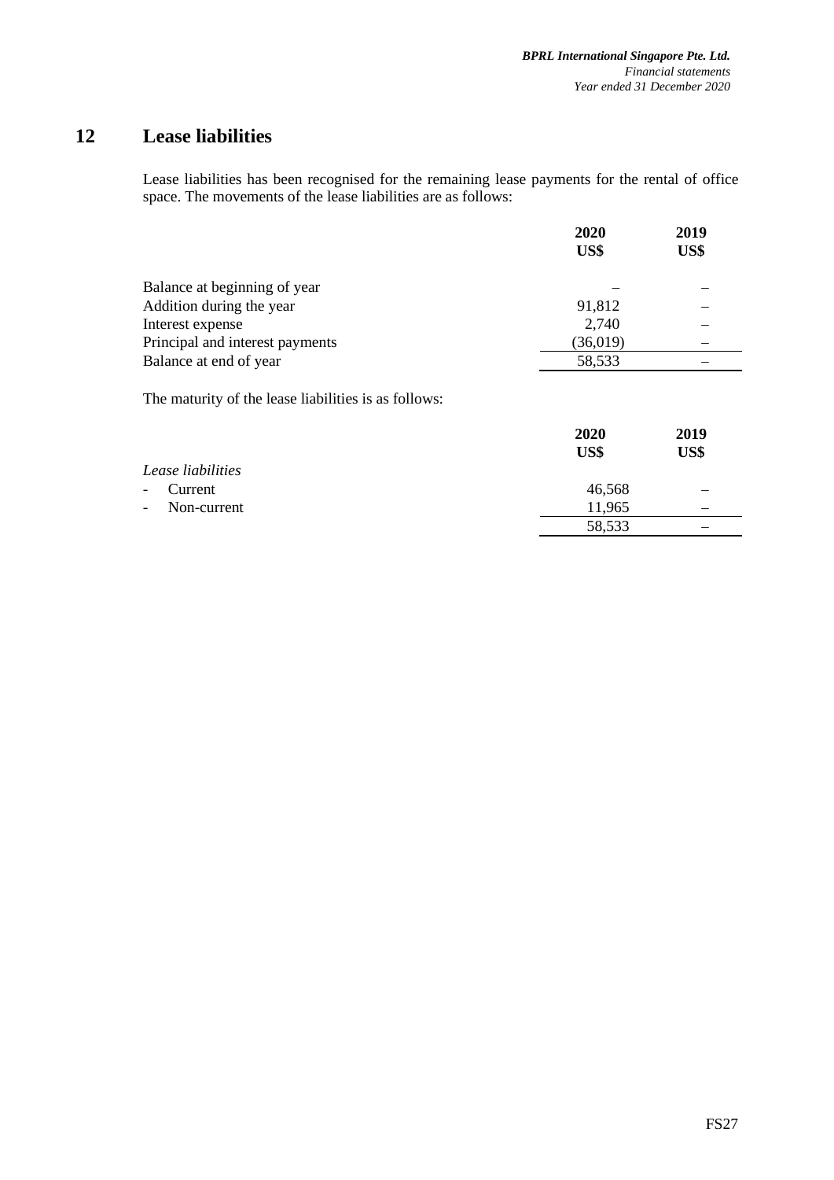## 12 Lease liabilities

Lease liabilities has been recognised for the remaining lease payments for the rental of office space. The movements of the lease liabilities are as follows:

| | 2020 US$ | 2019 US$ |
|---|---|---|
| Balance at beginning of year | – | – |
| Addition during the year | 91,812 | – |
| Interest expense | 2,740 | – |
| Principal and interest payments | (36,019) | – |
| Balance at end of year | 58,533 | – |

The maturity of the lease liabilities is as follows:

| | 2020 US$ | 2019 US$ |
|---|---|---|
| *Lease liabilities* | | |
| - Current | 46,568 | – |
| - Non-current | 11,965 | – |
| | 58,533 | – |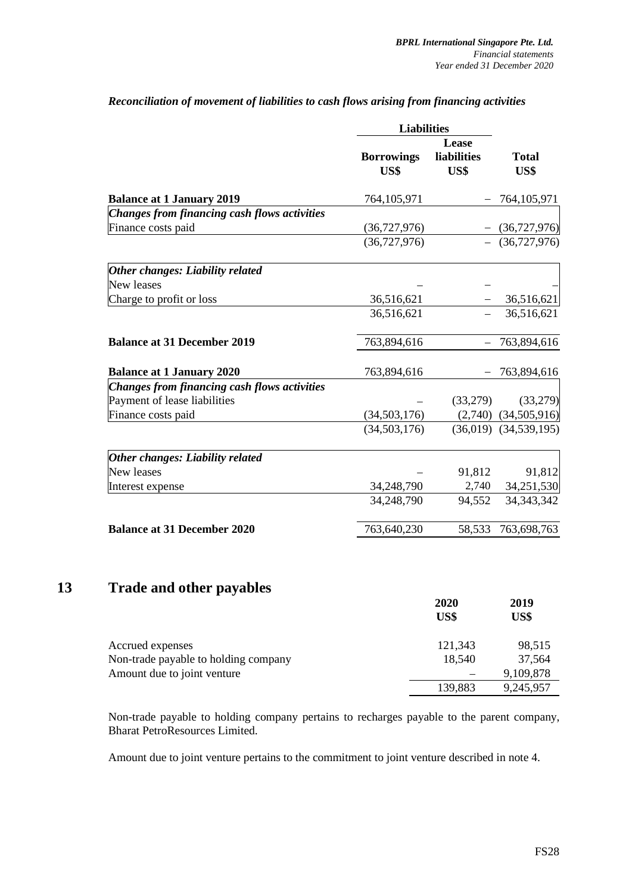*Reconciliation of movement of liabilities to cash flows arising from financing activities*

| | Liabilities | | |
|---|---|---|---|
| | Borrowings US$ | Lease liabilities US$ | Total US$ |
| **Balance at 1 January 2019** | 764,105,971 | – | 764,105,971 |
| ***Changes from financing cash flows activities*** | | | |
| Finance costs paid | (36,727,976) | – | (36,727,976) |
| | (36,727,976) | – | (36,727,976) |
| ***Other changes: Liability related*** | | | |
| New leases | – | – | – |
| Charge to profit or loss | 36,516,621 | – | 36,516,621 |
| | 36,516,621 | – | 36,516,621 |
| **Balance at 31 December 2019** | 763,894,616 | – | 763,894,616 |
| **Balance at 1 January 2020** | 763,894,616 | – | 763,894,616 |
| ***Changes from financing cash flows activities*** | | | |
| Payment of lease liabilities | – | (33,279) | (33,279) |
| Finance costs paid | (34,503,176) | (2,740) | (34,505,916) |
| | (34,503,176) | (36,019) | (34,539,195) |
| ***Other changes: Liability related*** | | | |
| New leases | – | 91,812 | 91,812 |
| Interest expense | 34,248,790 | 2,740 | 34,251,530 |
| | 34,248,790 | 94,552 | 34,343,342 |
| **Balance at 31 December 2020** | 763,640,230 | 58,533 | 763,698,763 |

# 13 Trade and other payables

| | 2020 US$ | 2019 US$ |
|---|---|---|
| Accrued expenses | 121,343 | 98,515 |
| Non-trade payable to holding company | 18,540 | 37,564 |
| Amount due to joint venture | – | 9,109,878 |
| | 139,883 | 9,245,957 |

Non-trade payable to holding company pertains to recharges payable to the parent company, Bharat PetroResources Limited.

Amount due to joint venture pertains to the commitment to joint venture described in note 4.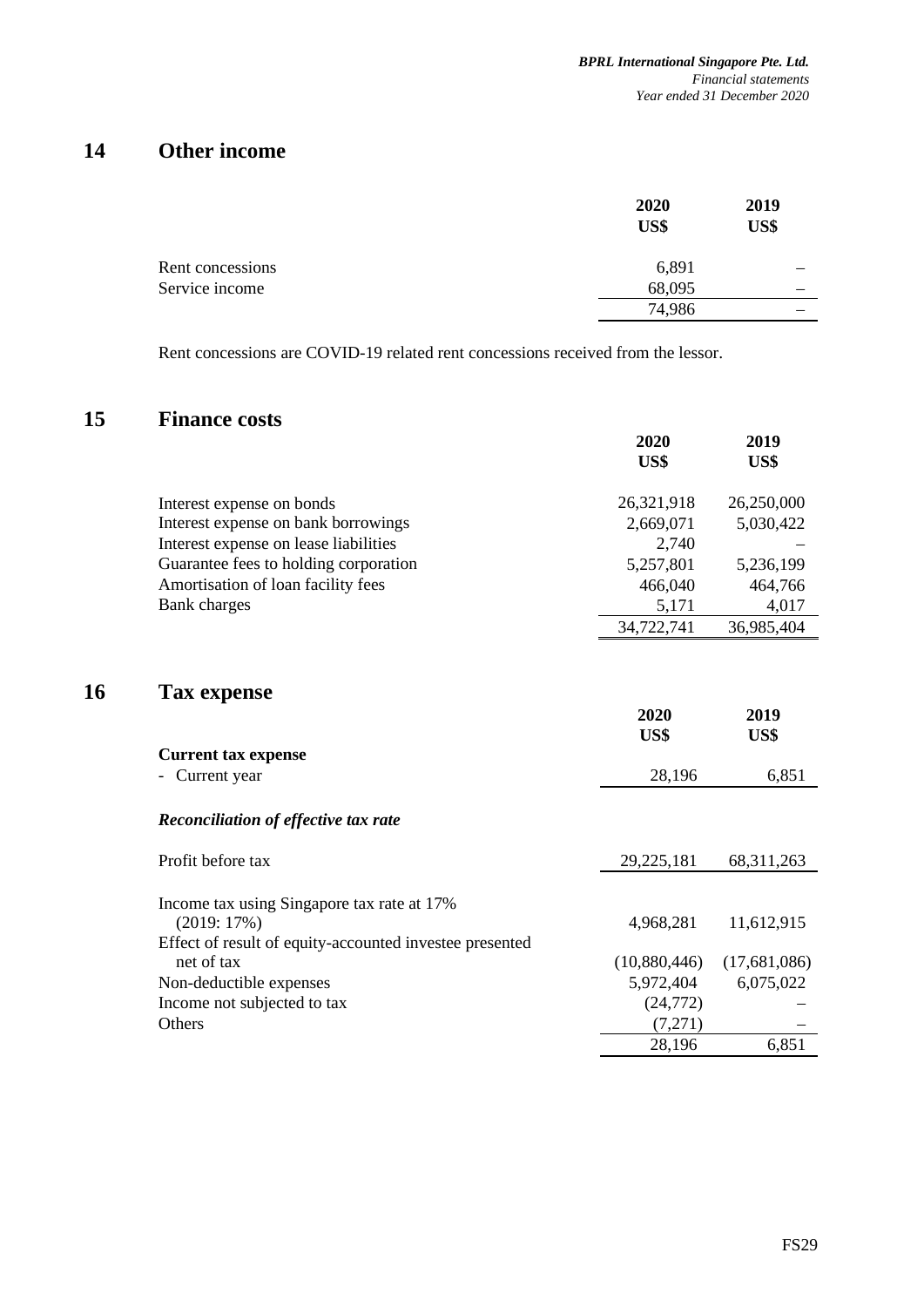## 14 Other income

| | 2020<br>US$ | 2019<br>US$ |
|---|---|---|
| Rent concessions | 6,891 | – |
| Service income | 68,095 | – |
| | 74,986 | – |

Rent concessions are COVID-19 related rent concessions received from the lessor.

## 15 Finance costs

| | 2020<br>US$ | 2019<br>US$ |
|---|---|---|
| Interest expense on bonds | 26,321,918 | 26,250,000 |
| Interest expense on bank borrowings | 2,669,071 | 5,030,422 |
| Interest expense on lease liabilities | 2,740 | – |
| Guarantee fees to holding corporation | 5,257,801 | 5,236,199 |
| Amortisation of loan facility fees | 466,040 | 464,766 |
| Bank charges | 5,171 | 4,017 |
| | 34,722,741 | 36,985,404 |

## 16 Tax expense

| | 2020<br>US$ | 2019<br>US$ |
|---|---|---|
| **Current tax expense** | | |
| - Current year | 28,196 | 6,851 |
| | | |
| ***Reconciliation of effective tax rate*** | | |
| | | |
| Profit before tax | 29,225,181 | 68,311,263 |
| | | |
| Income tax using Singapore tax rate at 17% (2019: 17%) | 4,968,281 | 11,612,915 |
| Effect of result of equity-accounted investee presented net of tax | (10,880,446) | (17,681,086) |
| Non-deductible expenses | 5,972,404 | 6,075,022 |
| Income not subjected to tax | (24,772) | – |
| Others | (7,271) | – |
| | 28,196 | 6,851 |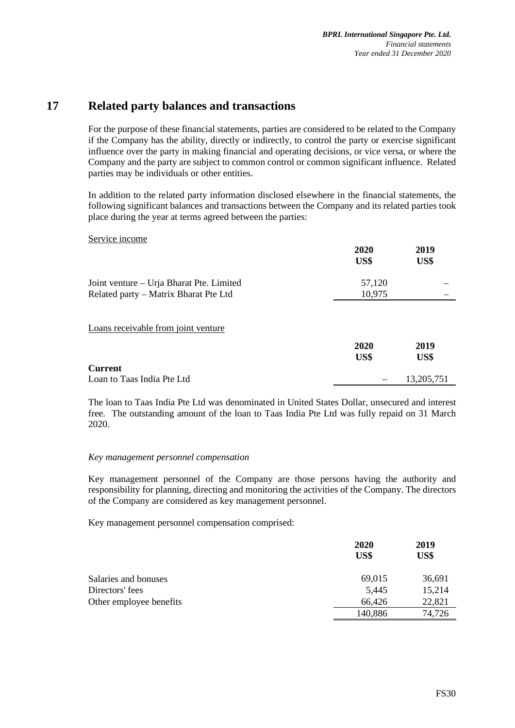## 17 Related party balances and transactions

For the purpose of these financial statements, parties are considered to be related to the Company if the Company has the ability, directly or indirectly, to control the party or exercise significant influence over the party in making financial and operating decisions, or vice versa, or where the Company and the party are subject to common control or common significant influence. Related parties may be individuals or other entities.

In addition to the related party information disclosed elsewhere in the financial statements, the following significant balances and transactions between the Company and its related parties took place during the year at terms agreed between the parties:

Service income

| | 2020<br>US$ | 2019<br>US$ |
|---|---|---|
| Joint venture – Urja Bharat Pte. Limited | 57,120 | – |
| Related party – Matrix Bharat Pte Ltd | 10,975 | – |

Loans receivable from joint venture

| | 2020<br>US$ | 2019<br>US$ |
|---|---|---|
| **Current** | | |
| Loan to Taas India Pte Ltd | – | 13,205,751 |

The loan to Taas India Pte Ltd was denominated in United States Dollar, unsecured and interest free. The outstanding amount of the loan to Taas India Pte Ltd was fully repaid on 31 March 2020.

*Key management personnel compensation*

Key management personnel of the Company are those persons having the authority and responsibility for planning, directing and monitoring the activities of the Company. The directors of the Company are considered as key management personnel.

Key management personnel compensation comprised:

| | 2020<br>US$ | 2019<br>US$ |
|---|---|---|
| Salaries and bonuses | 69,015 | 36,691 |
| Directors' fees | 5,445 | 15,214 |
| Other employee benefits | 66,426 | 22,821 |
| | 140,886 | 74,726 |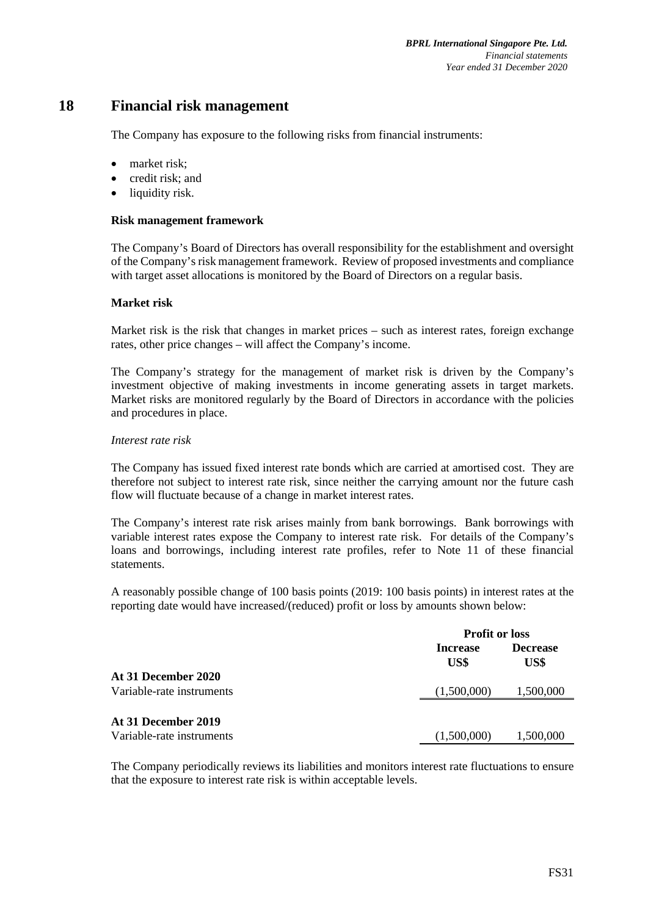# 18 Financial risk management

The Company has exposure to the following risks from financial instruments:

- market risk;
- credit risk; and
- liquidity risk.

**Risk management framework**

The Company's Board of Directors has overall responsibility for the establishment and oversight of the Company's risk management framework. Review of proposed investments and compliance with target asset allocations is monitored by the Board of Directors on a regular basis.

**Market risk**

Market risk is the risk that changes in market prices – such as interest rates, foreign exchange rates, other price changes – will affect the Company's income.

The Company's strategy for the management of market risk is driven by the Company's investment objective of making investments in income generating assets in target markets. Market risks are monitored regularly by the Board of Directors in accordance with the policies and procedures in place.

*Interest rate risk*

The Company has issued fixed interest rate bonds which are carried at amortised cost. They are therefore not subject to interest rate risk, since neither the carrying amount nor the future cash flow will fluctuate because of a change in market interest rates.

The Company's interest rate risk arises mainly from bank borrowings. Bank borrowings with variable interest rates expose the Company to interest rate risk. For details of the Company's loans and borrowings, including interest rate profiles, refer to Note 11 of these financial statements.

A reasonably possible change of 100 basis points (2019: 100 basis points) in interest rates at the reporting date would have increased/(reduced) profit or loss by amounts shown below:

| | Profit or loss | |
|---|---|---|
| | **Increase** US$ | **Decrease** US$ |
| **At 31 December 2020** | | |
| Variable-rate instruments | (1,500,000) | 1,500,000 |
| **At 31 December 2019** | | |
| Variable-rate instruments | (1,500,000) | 1,500,000 |

The Company periodically reviews its liabilities and monitors interest rate fluctuations to ensure that the exposure to interest rate risk is within acceptable levels.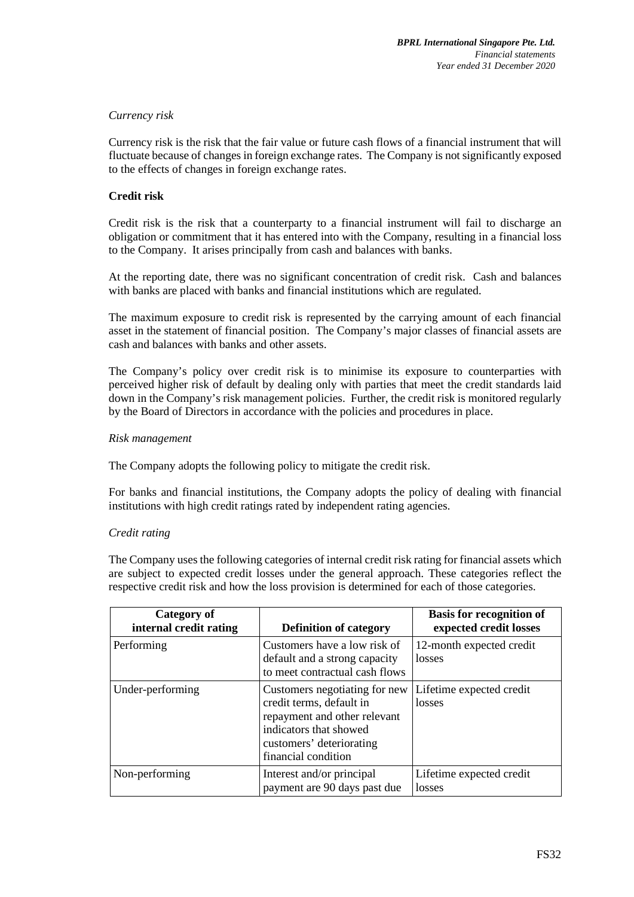*Currency risk*

Currency risk is the risk that the fair value or future cash flows of a financial instrument that will fluctuate because of changes in foreign exchange rates. The Company is not significantly exposed to the effects of changes in foreign exchange rates.

**Credit risk**

Credit risk is the risk that a counterparty to a financial instrument will fail to discharge an obligation or commitment that it has entered into with the Company, resulting in a financial loss to the Company. It arises principally from cash and balances with banks.

At the reporting date, there was no significant concentration of credit risk. Cash and balances with banks are placed with banks and financial institutions which are regulated.

The maximum exposure to credit risk is represented by the carrying amount of each financial asset in the statement of financial position. The Company's major classes of financial assets are cash and balances with banks and other assets.

The Company's policy over credit risk is to minimise its exposure to counterparties with perceived higher risk of default by dealing only with parties that meet the credit standards laid down in the Company's risk management policies. Further, the credit risk is monitored regularly by the Board of Directors in accordance with the policies and procedures in place.

*Risk management*

The Company adopts the following policy to mitigate the credit risk.

For banks and financial institutions, the Company adopts the policy of dealing with financial institutions with high credit ratings rated by independent rating agencies.

*Credit rating*

The Company uses the following categories of internal credit risk rating for financial assets which are subject to expected credit losses under the general approach. These categories reflect the respective credit risk and how the loss provision is determined for each of those categories.

| Category of internal credit rating | Definition of category | Basis for recognition of expected credit losses |
|---|---|---|
| Performing | Customers have a low risk of default and a strong capacity to meet contractual cash flows | 12-month expected credit losses |
| Under-performing | Customers negotiating for new credit terms, default in repayment and other relevant indicators that showed customers' deteriorating financial condition | Lifetime expected credit losses |
| Non-performing | Interest and/or principal payment are 90 days past due | Lifetime expected credit losses |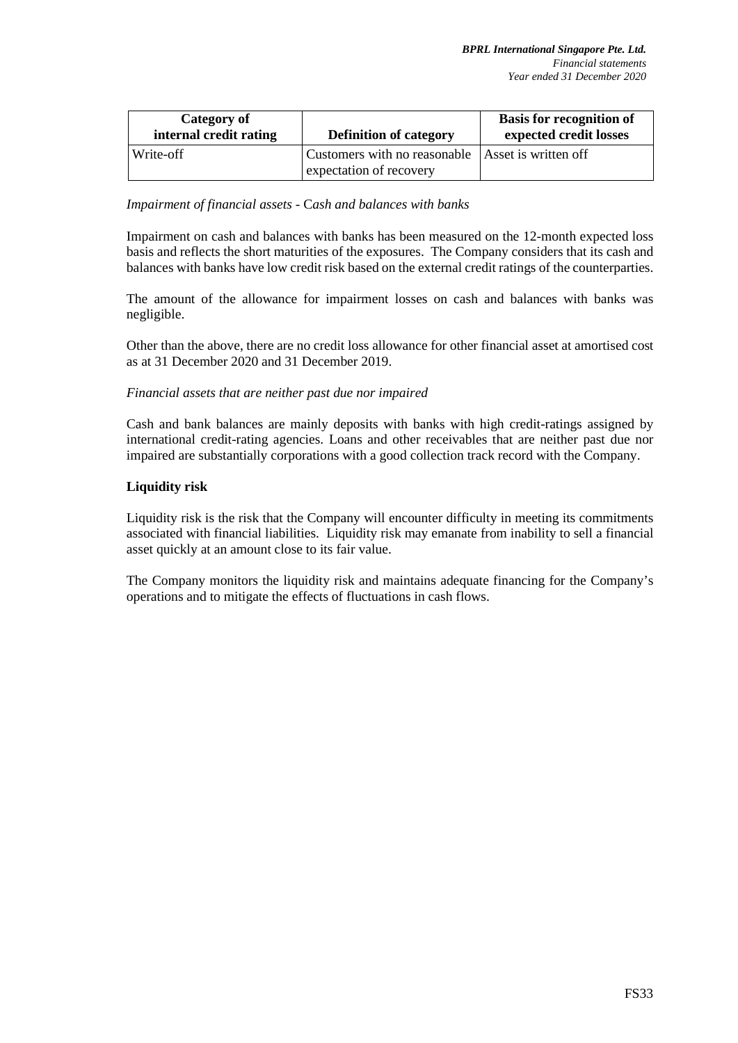| Category of internal credit rating | Definition of category | Basis for recognition of expected credit losses |
|---|---|---|
| Write-off | Customers with no reasonable expectation of recovery | Asset is written off |

*Impairment of financial assets - Cash and balances with banks*

Impairment on cash and balances with banks has been measured on the 12-month expected loss basis and reflects the short maturities of the exposures. The Company considers that its cash and balances with banks have low credit risk based on the external credit ratings of the counterparties.

The amount of the allowance for impairment losses on cash and balances with banks was negligible.

Other than the above, there are no credit loss allowance for other financial asset at amortised cost as at 31 December 2020 and 31 December 2019.

*Financial assets that are neither past due nor impaired*

Cash and bank balances are mainly deposits with banks with high credit-ratings assigned by international credit-rating agencies. Loans and other receivables that are neither past due nor impaired are substantially corporations with a good collection track record with the Company.

**Liquidity risk**

Liquidity risk is the risk that the Company will encounter difficulty in meeting its commitments associated with financial liabilities. Liquidity risk may emanate from inability to sell a financial asset quickly at an amount close to its fair value.

The Company monitors the liquidity risk and maintains adequate financing for the Company's operations and to mitigate the effects of fluctuations in cash flows.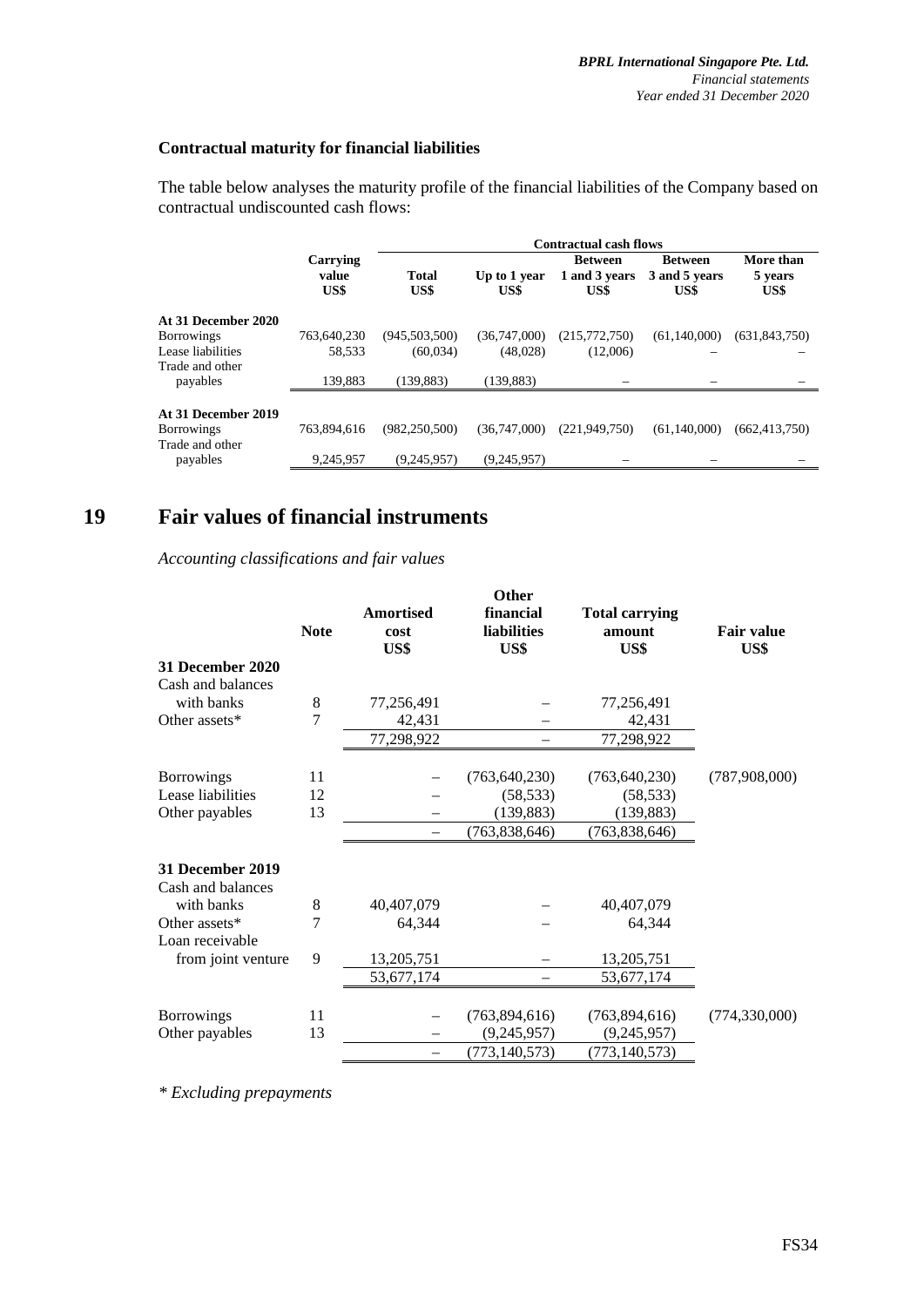**Contractual maturity for financial liabilities**

The table below analyses the maturity profile of the financial liabilities of the Company based on contractual undiscounted cash flows:

| | Carrying value US$ | Contractual cash flows | | | | |
|---|---|---|---|---|---|---|
| | | Total US$ | Up to 1 year US$ | Between 1 and 3 years US$ | Between 3 and 5 years US$ | More than 5 years US$ |
| **At 31 December 2020** | | | | | | |
| Borrowings | 763,640,230 | (945,503,500) | (36,747,000) | (215,772,750) | (61,140,000) | (631,843,750) |
| Lease liabilities | 58,533 | (60,034) | (48,028) | (12,006) | – | – |
| Trade and other payables | 139,883 | (139,883) | (139,883) | – | – | – |
| **At 31 December 2019** | | | | | | |
| Borrowings | 763,894,616 | (982,250,500) | (36,747,000) | (221,949,750) | (61,140,000) | (662,413,750) |
| Trade and other payables | 9,245,957 | (9,245,957) | (9,245,957) | – | – | – |

# 19 Fair values of financial instruments

*Accounting classifications and fair values*

| | Note | Amortised cost US$ | Other financial liabilities US$ | Total carrying amount US$ | Fair value US$ |
|---|---|---|---|---|---|
| **31 December 2020** | | | | | |
| Cash and balances with banks | 8 | 77,256,491 | – | 77,256,491 | |
| Other assets* | 7 | 42,431 | – | 42,431 | |
| | | 77,298,922 | – | 77,298,922 | |
| Borrowings | 11 | – | (763,640,230) | (763,640,230) | (787,908,000) |
| Lease liabilities | 12 | – | (58,533) | (58,533) | |
| Other payables | 13 | – | (139,883) | (139,883) | |
| | | – | (763,838,646) | (763,838,646) | |
| **31 December 2019** | | | | | |
| Cash and balances with banks | 8 | 40,407,079 | – | 40,407,079 | |
| Other assets* | 7 | 64,344 | – | 64,344 | |
| Loan receivable from joint venture | 9 | 13,205,751 | – | 13,205,751 | |
| | | 53,677,174 | – | 53,677,174 | |
| Borrowings | 11 | – | (763,894,616) | (763,894,616) | (774,330,000) |
| Other payables | 13 | – | (9,245,957) | (9,245,957) | |
| | | – | (773,140,573) | (773,140,573) | |

*\* Excluding prepayments*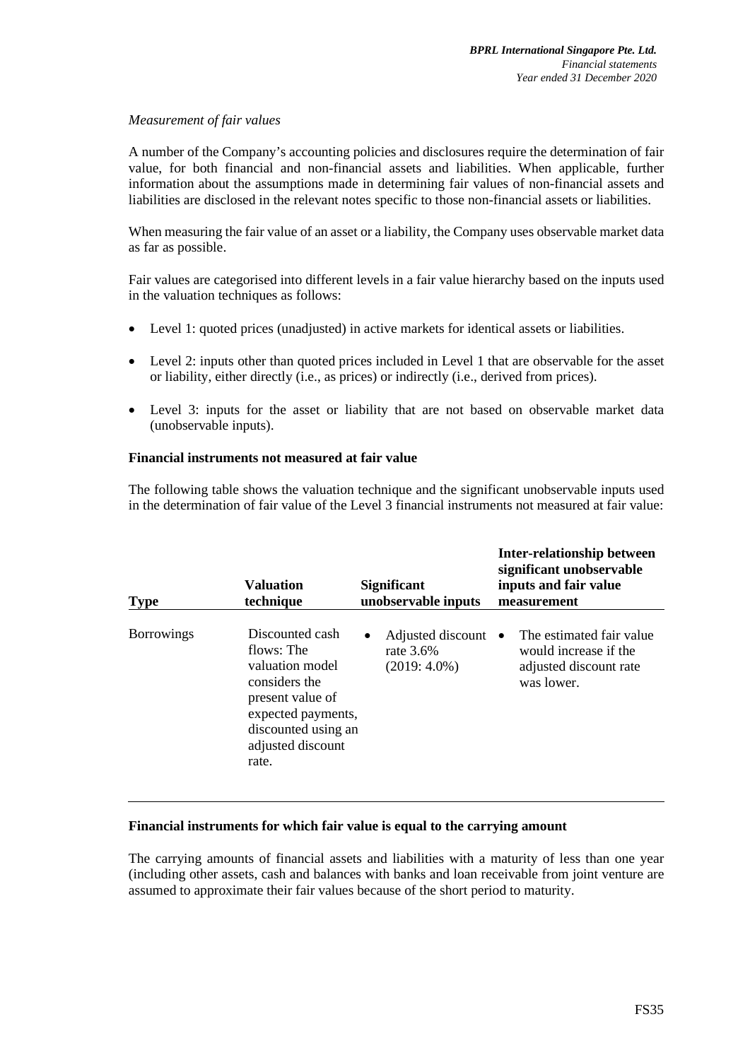*Measurement of fair values*

A number of the Company's accounting policies and disclosures require the determination of fair value, for both financial and non-financial assets and liabilities. When applicable, further information about the assumptions made in determining fair values of non-financial assets and liabilities are disclosed in the relevant notes specific to those non-financial assets or liabilities.

When measuring the fair value of an asset or a liability, the Company uses observable market data as far as possible.

Fair values are categorised into different levels in a fair value hierarchy based on the inputs used in the valuation techniques as follows:

- Level 1: quoted prices (unadjusted) in active markets for identical assets or liabilities.
- Level 2: inputs other than quoted prices included in Level 1 that are observable for the asset or liability, either directly (i.e., as prices) or indirectly (i.e., derived from prices).
- Level 3: inputs for the asset or liability that are not based on observable market data (unobservable inputs).

**Financial instruments not measured at fair value**

The following table shows the valuation technique and the significant unobservable inputs used in the determination of fair value of the Level 3 financial instruments not measured at fair value:

| Type | Valuation technique | Significant unobservable inputs | Inter-relationship between significant unobservable inputs and fair value measurement |
|---|---|---|---|
| Borrowings | Discounted cash flows: The valuation model considers the present value of expected payments, discounted using an adjusted discount rate. | • Adjusted discount rate 3.6% (2019: 4.0%) | • The estimated fair value would increase if the adjusted discount rate was lower. |

**Financial instruments for which fair value is equal to the carrying amount**

The carrying amounts of financial assets and liabilities with a maturity of less than one year (including other assets, cash and balances with banks and loan receivable from joint venture are assumed to approximate their fair values because of the short period to maturity.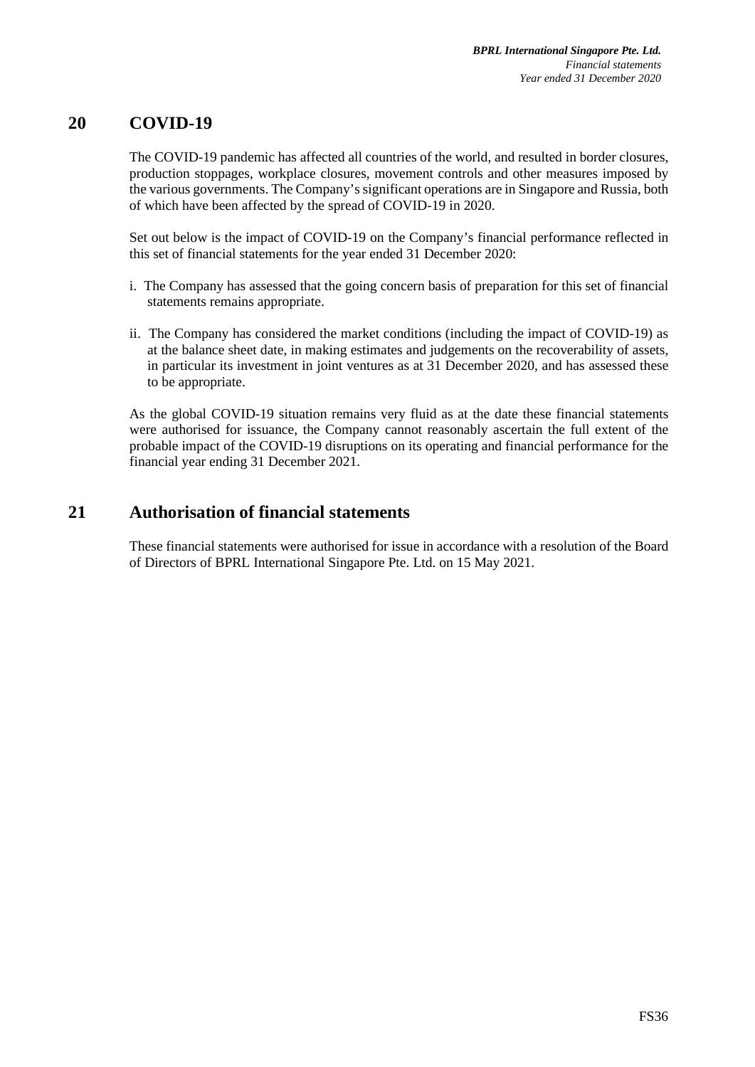## 20 COVID-19

The COVID-19 pandemic has affected all countries of the world, and resulted in border closures, production stoppages, workplace closures, movement controls and other measures imposed by the various governments. The Company's significant operations are in Singapore and Russia, both of which have been affected by the spread of COVID-19 in 2020.

Set out below is the impact of COVID-19 on the Company's financial performance reflected in this set of financial statements for the year ended 31 December 2020:

i. The Company has assessed that the going concern basis of preparation for this set of financial statements remains appropriate.

ii. The Company has considered the market conditions (including the impact of COVID-19) as at the balance sheet date, in making estimates and judgements on the recoverability of assets, in particular its investment in joint ventures as at 31 December 2020, and has assessed these to be appropriate.

As the global COVID-19 situation remains very fluid as at the date these financial statements were authorised for issuance, the Company cannot reasonably ascertain the full extent of the probable impact of the COVID-19 disruptions on its operating and financial performance for the financial year ending 31 December 2021.

## 21 Authorisation of financial statements

These financial statements were authorised for issue in accordance with a resolution of the Board of Directors of BPRL International Singapore Pte. Ltd. on 15 May 2021.